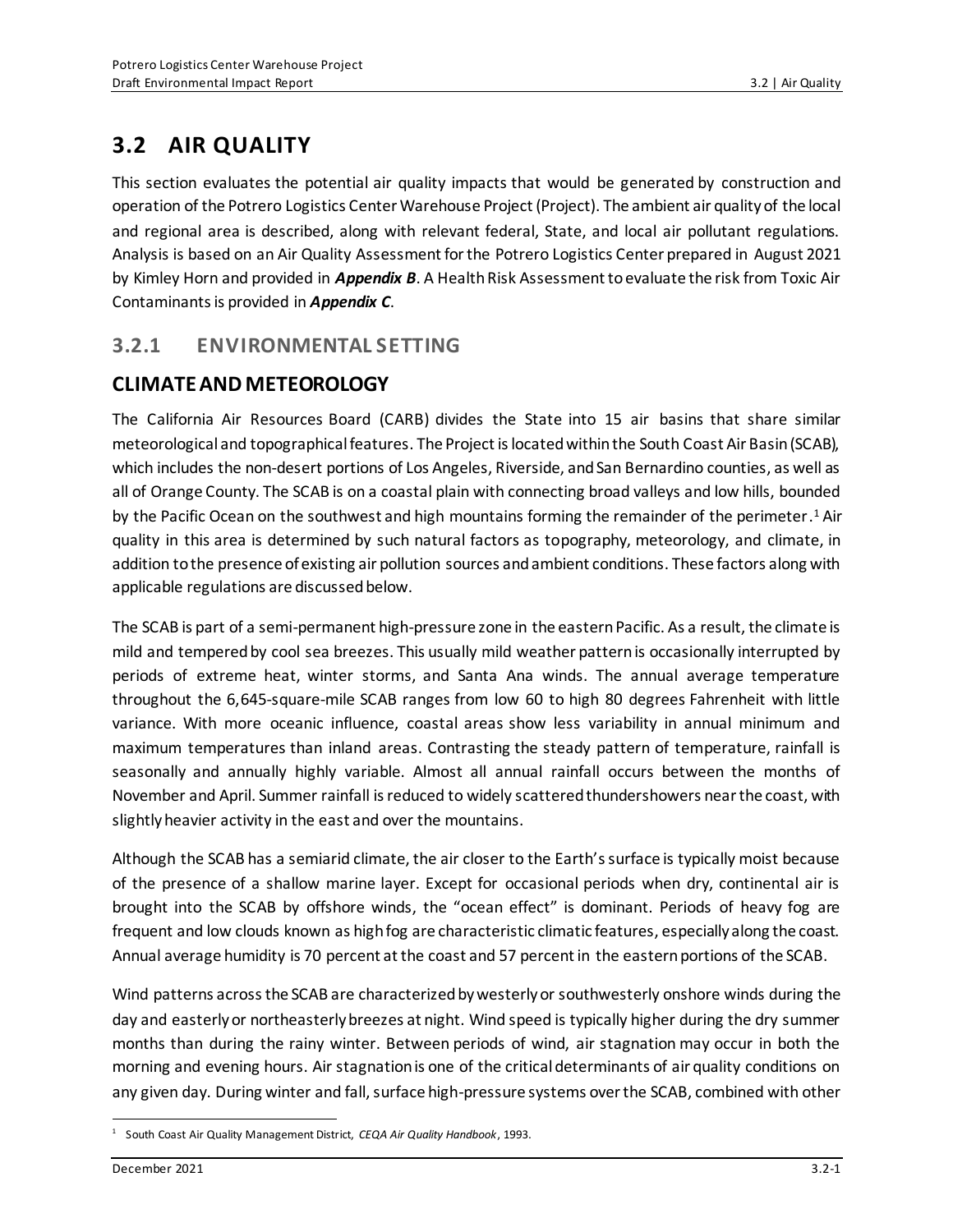# 3.2 AIR QUALITY

This section evaluates the potential air quality impacts that would be generated by construction and operation of the Potrero Logistics Center Warehouse Project (Project). The ambient air quality of the local and regional area is described, along with relevant federal, State, and local air pollutant regulations. Analysis is based on an Air Quality Assessment for the Potrero Logistics Center prepared in August 2021 by Kimley Horn and provided in ***Appendix B***. A Health Risk Assessment to evaluate the risk from Toxic Air Contaminants is provided in ***Appendix C***.

## 3.2.1 ENVIRONMENTAL SETTING

## CLIMATE AND METEOROLOGY

The California Air Resources Board (CARB) divides the State into 15 air basins that share similar meteorological and topographical features. The Project is located within the South Coast Air Basin (SCAB), which includes the non-desert portions of Los Angeles, Riverside, and San Bernardino counties, as well as all of Orange County. The SCAB is on a coastal plain with connecting broad valleys and low hills, bounded by the Pacific Ocean on the southwest and high mountains forming the remainder of the perimeter.[1] Air quality in this area is determined by such natural factors as topography, meteorology, and climate, in addition to the presence of existing air pollution sources and ambient conditions. These factors along with applicable regulations are discussed below.

The SCAB is part of a semi-permanent high-pressure zone in the eastern Pacific. As a result, the climate is mild and tempered by cool sea breezes. This usually mild weather pattern is occasionally interrupted by periods of extreme heat, winter storms, and Santa Ana winds. The annual average temperature throughout the 6,645-square-mile SCAB ranges from low 60 to high 80 degrees Fahrenheit with little variance. With more oceanic influence, coastal areas show less variability in annual minimum and maximum temperatures than inland areas. Contrasting the steady pattern of temperature, rainfall is seasonally and annually highly variable. Almost all annual rainfall occurs between the months of November and April. Summer rainfall is reduced to widely scattered thundershowers near the coast, with slightly heavier activity in the east and over the mountains.

Although the SCAB has a semiarid climate, the air closer to the Earth's surface is typically moist because of the presence of a shallow marine layer. Except for occasional periods when dry, continental air is brought into the SCAB by offshore winds, the "ocean effect" is dominant. Periods of heavy fog are frequent and low clouds known as high fog are characteristic climatic features, especially along the coast. Annual average humidity is 70 percent at the coast and 57 percent in the eastern portions of the SCAB.

Wind patterns across the SCAB are characterized by westerly or southwesterly onshore winds during the day and easterly or northeasterly breezes at night. Wind speed is typically higher during the dry summer months than during the rainy winter. Between periods of wind, air stagnation may occur in both the morning and evening hours. Air stagnation is one of the critical determinants of air quality conditions on any given day. During winter and fall, surface high-pressure systems over the SCAB, combined with other

[1] South Coast Air Quality Management District, *CEQA Air Quality Handbook*, 1993.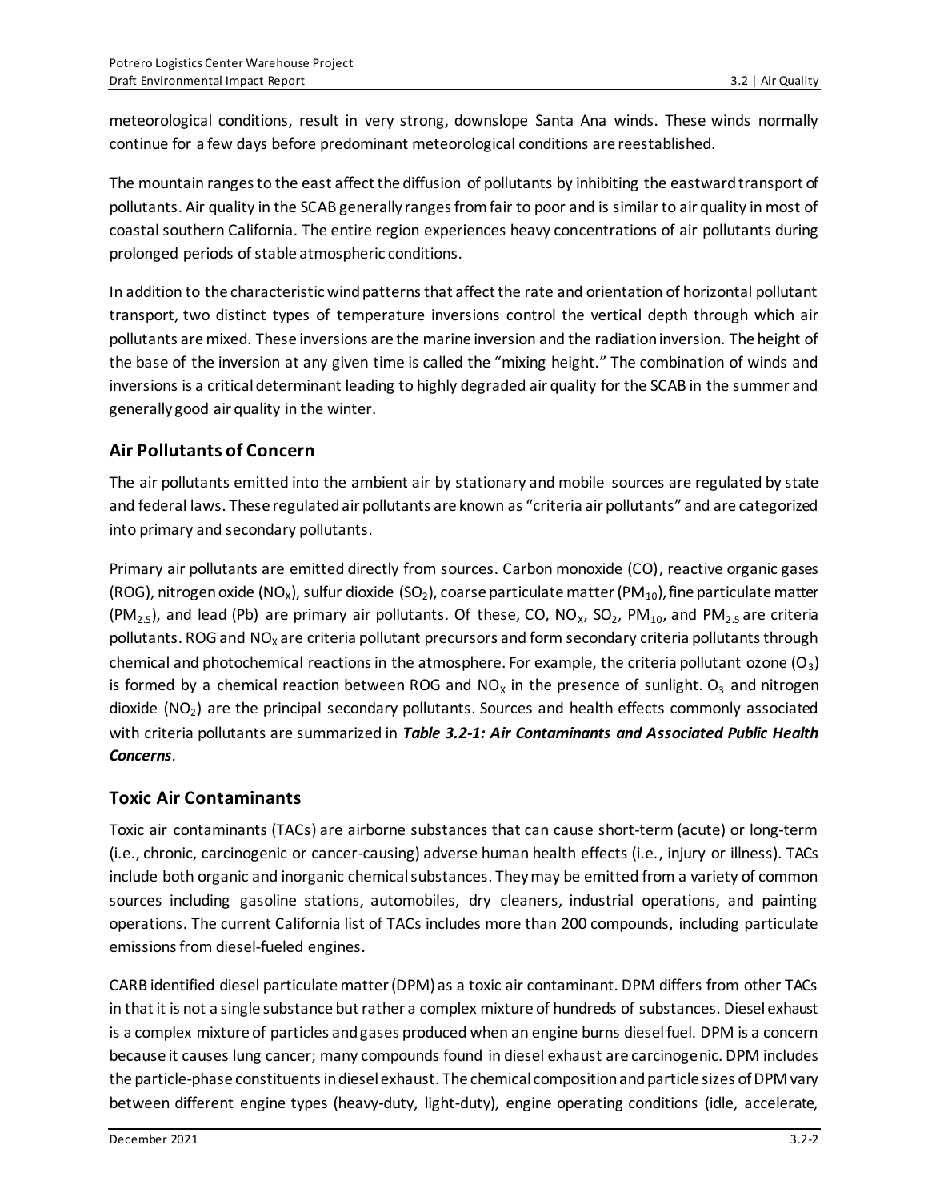meteorological conditions, result in very strong, downslope Santa Ana winds. These winds normally continue for a few days before predominant meteorological conditions are reestablished.

The mountain ranges to the east affect the diffusion of pollutants by inhibiting the eastward transport of pollutants. Air quality in the SCAB generally ranges from fair to poor and is similar to air quality in most of coastal southern California. The entire region experiences heavy concentrations of air pollutants during prolonged periods of stable atmospheric conditions.

In addition to the characteristic wind patterns that affect the rate and orientation of horizontal pollutant transport, two distinct types of temperature inversions control the vertical depth through which air pollutants are mixed. These inversions are the marine inversion and the radiation inversion. The height of the base of the inversion at any given time is called the "mixing height." The combination of winds and inversions is a critical determinant leading to highly degraded air quality for the SCAB in the summer and generally good air quality in the winter.

## Air Pollutants of Concern

The air pollutants emitted into the ambient air by stationary and mobile sources are regulated by state and federal laws. These regulated air pollutants are known as "criteria air pollutants" and are categorized into primary and secondary pollutants.

Primary air pollutants are emitted directly from sources. Carbon monoxide (CO), reactive organic gases (ROG), nitrogen oxide ($NO_X$), sulfur dioxide ($SO_2$), coarse particulate matter ($PM_{10}$), fine particulate matter ($PM_{2.5}$), and lead (Pb) are primary air pollutants. Of these, CO, $NO_X$, $SO_2$, $PM_{10}$, and $PM_{2.5}$ are criteria pollutants. ROG and $NO_X$ are criteria pollutant precursors and form secondary criteria pollutants through chemical and photochemical reactions in the atmosphere. For example, the criteria pollutant ozone ($O_3$) is formed by a chemical reaction between ROG and $NO_X$ in the presence of sunlight. $O_3$ and nitrogen dioxide ($NO_2$) are the principal secondary pollutants. Sources and health effects commonly associated with criteria pollutants are summarized in ***Table 3.2-1: Air Contaminants and Associated Public Health Concerns***.

## Toxic Air Contaminants

Toxic air contaminants (TACs) are airborne substances that can cause short-term (acute) or long-term (i.e., chronic, carcinogenic or cancer-causing) adverse human health effects (i.e., injury or illness). TACs include both organic and inorganic chemical substances. They may be emitted from a variety of common sources including gasoline stations, automobiles, dry cleaners, industrial operations, and painting operations. The current California list of TACs includes more than 200 compounds, including particulate emissions from diesel-fueled engines.

CARB identified diesel particulate matter (DPM) as a toxic air contaminant. DPM differs from other TACs in that it is not a single substance but rather a complex mixture of hundreds of substances. Diesel exhaust is a complex mixture of particles and gases produced when an engine burns diesel fuel. DPM is a concern because it causes lung cancer; many compounds found in diesel exhaust are carcinogenic. DPM includes the particle-phase constituents in diesel exhaust. The chemical composition and particle sizes of DPM vary between different engine types (heavy-duty, light-duty), engine operating conditions (idle, accelerate,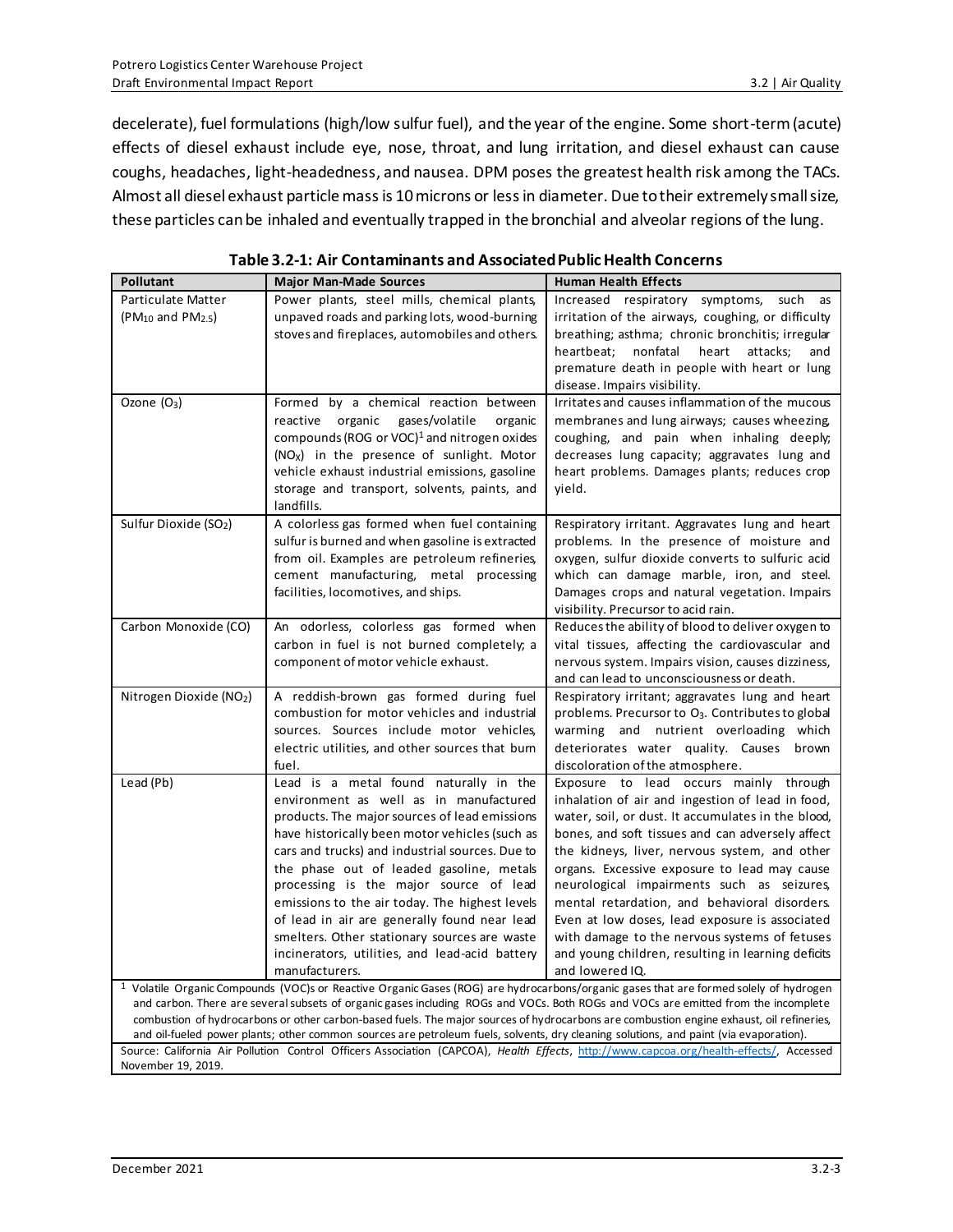decelerate), fuel formulations (high/low sulfur fuel), and the year of the engine. Some short-term (acute) effects of diesel exhaust include eye, nose, throat, and lung irritation, and diesel exhaust can cause coughs, headaches, light-headedness, and nausea. DPM poses the greatest health risk among the TACs. Almost all diesel exhaust particle mass is 10 microns or less in diameter. Due to their extremely small size, these particles can be inhaled and eventually trapped in the bronchial and alveolar regions of the lung.

**Table 3.2-1: Air Contaminants and Associated Public Health Concerns**

| Pollutant | Major Man-Made Sources | Human Health Effects |
|---|---|---|
| Particulate Matter ($PM_{10}$ and $PM_{2.5}$) | Power plants, steel mills, chemical plants, unpaved roads and parking lots, wood-burning stoves and fireplaces, automobiles and others. | Increased respiratory symptoms, such as irritation of the airways, coughing, or difficulty breathing; asthma; chronic bronchitis; irregular heartbeat; nonfatal heart attacks; and premature death in people with heart or lung disease. Impairs visibility. |
| Ozone ($O_3$) | Formed by a chemical reaction between reactive organic gases/volatile organic compounds (ROG or VOC)[1] and nitrogen oxides ($NO_X$) in the presence of sunlight. Motor vehicle exhaust industrial emissions, gasoline storage and transport, solvents, paints, and landfills. | Irritates and causes inflammation of the mucous membranes and lung airways; causes wheezing, coughing, and pain when inhaling deeply; decreases lung capacity; aggravates lung and heart problems. Damages plants; reduces crop yield. |
| Sulfur Dioxide ($SO_2$) | A colorless gas formed when fuel containing sulfur is burned and when gasoline is extracted from oil. Examples are petroleum refineries, cement manufacturing, metal processing facilities, locomotives, and ships. | Respiratory irritant. Aggravates lung and heart problems. In the presence of moisture and oxygen, sulfur dioxide converts to sulfuric acid which can damage marble, iron, and steel. Damages crops and natural vegetation. Impairs visibility. Precursor to acid rain. |
| Carbon Monoxide (CO) | An odorless, colorless gas formed when carbon in fuel is not burned completely; a component of motor vehicle exhaust. | Reduces the ability of blood to deliver oxygen to vital tissues, affecting the cardiovascular and nervous system. Impairs vision, causes dizziness, and can lead to unconsciousness or death. |
| Nitrogen Dioxide ($NO_2$) | A reddish-brown gas formed during fuel combustion for motor vehicles and industrial sources. Sources include motor vehicles, electric utilities, and other sources that burn fuel. | Respiratory irritant; aggravates lung and heart problems. Precursor to $O_3$. Contributes to global warming and nutrient overloading which deteriorates water quality. Causes brown discoloration of the atmosphere. |
| Lead (Pb) | Lead is a metal found naturally in the environment as well as in manufactured products. The major sources of lead emissions have historically been motor vehicles (such as cars and trucks) and industrial sources. Due to the phase out of leaded gasoline, metals processing is the major source of lead emissions to the air today. The highest levels of lead in air are generally found near lead smelters. Other stationary sources are waste incinerators, utilities, and lead-acid battery manufacturers. | Exposure to lead occurs mainly through inhalation of air and ingestion of lead in food, water, soil, or dust. It accumulates in the blood, bones, and soft tissues and can adversely affect the kidneys, liver, nervous system, and other organs. Excessive exposure to lead may cause neurological impairments such as seizures, mental retardation, and behavioral disorders. Even at low doses, lead exposure is associated with damage to the nervous systems of fetuses and young children, resulting in learning deficits and lowered IQ. |

[1] Volatile Organic Compounds (VOC)s or Reactive Organic Gases (ROG) are hydrocarbons/organic gases that are formed solely of hydrogen and carbon. There are several subsets of organic gases including ROGs and VOCs. Both ROGs and VOCs are emitted from the incomplete combustion of hydrocarbons or other carbon-based fuels. The major sources of hydrocarbons are combustion engine exhaust, oil refineries, and oil-fueled power plants; other common sources are petroleum fuels, solvents, dry cleaning solutions, and paint (via evaporation).

Source: California Air Pollution Control Officers Association (CAPCOA), *Health Effects*, http://www.capcoa.org/health-effects/, Accessed November 19, 2019.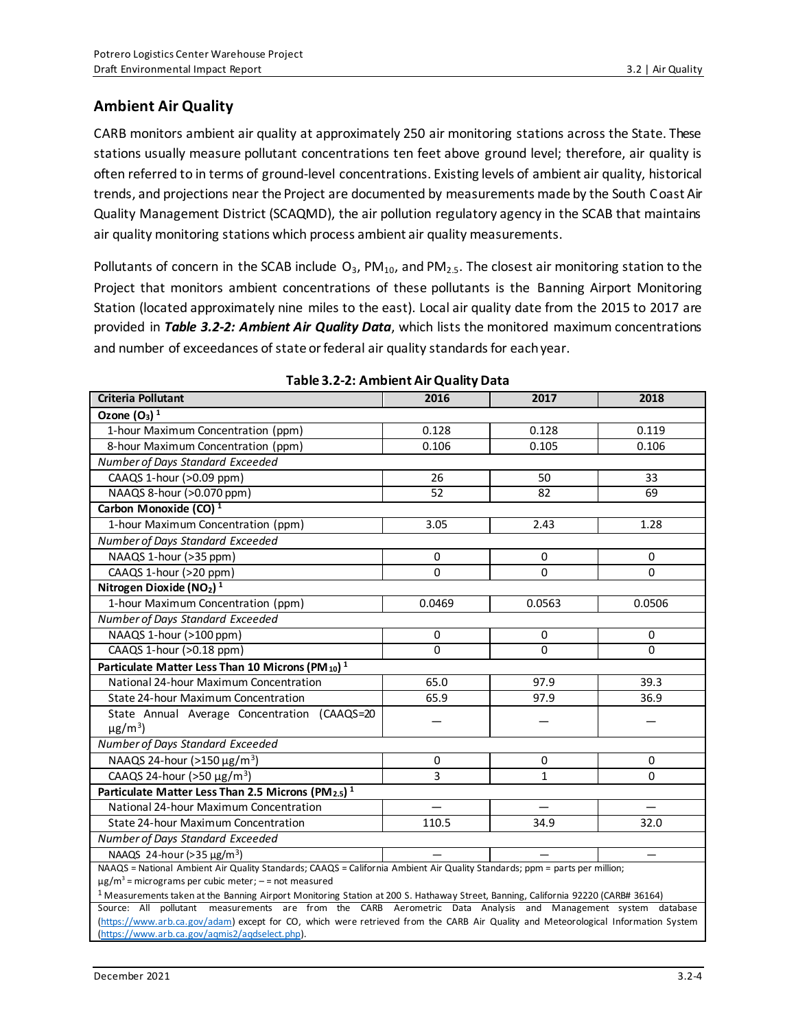## Ambient Air Quality

CARB monitors ambient air quality at approximately 250 air monitoring stations across the State. These stations usually measure pollutant concentrations ten feet above ground level; therefore, air quality is often referred to in terms of ground-level concentrations. Existing levels of ambient air quality, historical trends, and projections near the Project are documented by measurements made by the South Coast Air Quality Management District (SCAQMD), the air pollution regulatory agency in the SCAB that maintains air quality monitoring stations which process ambient air quality measurements.

Pollutants of concern in the SCAB include $O_3$, $PM_{10}$, and $PM_{2.5}$. The closest air monitoring station to the Project that monitors ambient concentrations of these pollutants is the Banning Airport Monitoring Station (located approximately nine miles to the east). Local air quality date from the 2015 to 2017 are provided in ***Table 3.2-2: Ambient Air Quality Data***, which lists the monitored maximum concentrations and number of exceedances of state or federal air quality standards for each year.

**Table 3.2-2: Ambient Air Quality Data**

| Criteria Pollutant | 2016 | 2017 | 2018 |
|---|---|---|---|
| **Ozone ($O_3$) [1]** | | | |
| 1-hour Maximum Concentration (ppm) | 0.128 | 0.128 | 0.119 |
| 8-hour Maximum Concentration (ppm) | 0.106 | 0.105 | 0.106 |
| *Number of Days Standard Exceeded* | | | |
| CAAQS 1-hour (>0.09 ppm) | 26 | 50 | 33 |
| NAAQS 8-hour (>0.070 ppm) | 52 | 82 | 69 |
| **Carbon Monoxide (CO) [1]** | | | |
| 1-hour Maximum Concentration (ppm) | 3.05 | 2.43 | 1.28 |
| *Number of Days Standard Exceeded* | | | |
| NAAQS 1-hour (>35 ppm) | 0 | 0 | 0 |
| CAAQS 1-hour (>20 ppm) | 0 | 0 | 0 |
| **Nitrogen Dioxide ($NO_2$) [1]** | | | |
| 1-hour Maximum Concentration (ppm) | 0.0469 | 0.0563 | 0.0506 |
| *Number of Days Standard Exceeded* | | | |
| NAAQS 1-hour (>100 ppm) | 0 | 0 | 0 |
| CAAQS 1-hour (>0.18 ppm) | 0 | 0 | 0 |
| **Particulate Matter Less Than 10 Microns ($PM_{10}$) [1]** | | | |
| National 24-hour Maximum Concentration | 65.0 | 97.9 | 39.3 |
| State 24-hour Maximum Concentration | 65.9 | 97.9 | 36.9 |
| State Annual Average Concentration (CAAQS=20 $\mu g/m^3$) | — | — | — |
| *Number of Days Standard Exceeded* | | | |
| NAAQS 24-hour (>150 $\mu g/m^3$) | 0 | 0 | 0 |
| CAAQS 24-hour (>50 $\mu g/m^3$) | 3 | 1 | 0 |
| **Particulate Matter Less Than 2.5 Microns ($PM_{2.5}$) [1]** | | | |
| National 24-hour Maximum Concentration | — | — | — |
| State 24-hour Maximum Concentration | 110.5 | 34.9 | 32.0 |
| *Number of Days Standard Exceeded* | | | |
| NAAQS 24-hour (>35 $\mu g/m^3$) | — | — | — |

NAAQS = National Ambient Air Quality Standards; CAAQS = California Ambient Air Quality Standards; ppm = parts per million; $\mu g/m^3$ = micrograms per cubic meter; – = not measured

[1] Measurements taken at the Banning Airport Monitoring Station at 200 S. Hathaway Street, Banning, California 92220 (CARB# 36164)

Source: All pollutant measurements are from the CARB Aerometric Data Analysis and Management system database (https://www.arb.ca.gov/adam) except for CO, which were retrieved from the CARB Air Quality and Meteorological Information System (https://www.arb.ca.gov/aqmis2/aqdselect.php).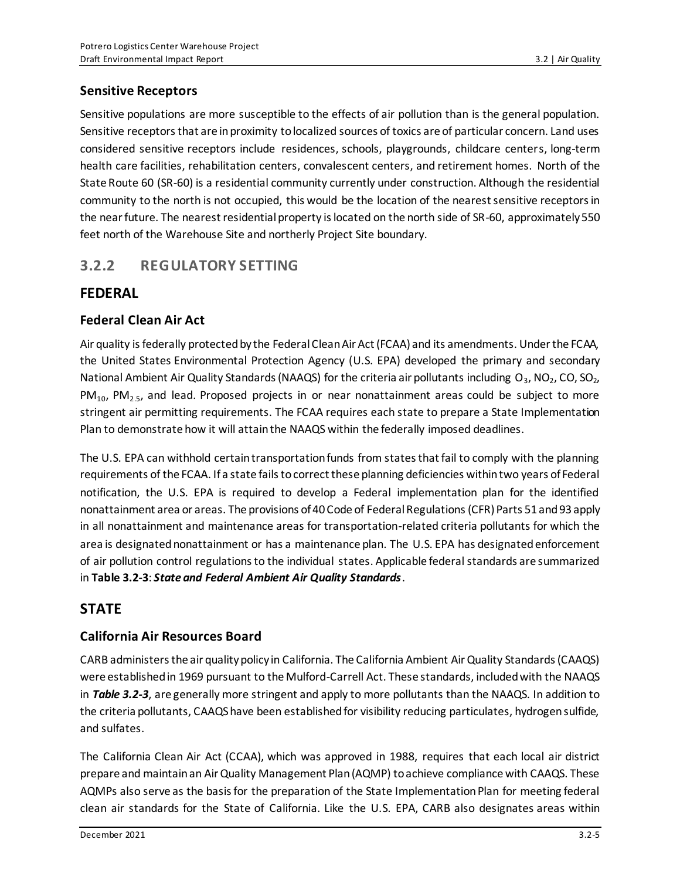### Sensitive Receptors

Sensitive populations are more susceptible to the effects of air pollution than is the general population. Sensitive receptors that are in proximity to localized sources of toxics are of particular concern. Land uses considered sensitive receptors include residences, schools, playgrounds, childcare centers, long-term health care facilities, rehabilitation centers, convalescent centers, and retirement homes. North of the State Route 60 (SR-60) is a residential community currently under construction. Although the residential community to the north is not occupied, this would be the location of the nearest sensitive receptors in the near future. The nearest residential property is located on the north side of SR-60, approximately 550 feet north of the Warehouse Site and northerly Project Site boundary.

## 3.2.2 REGULATORY SETTING

## FEDERAL

### Federal Clean Air Act

Air quality is federally protected by the Federal Clean Air Act (FCAA) and its amendments. Under the FCAA, the United States Environmental Protection Agency (U.S. EPA) developed the primary and secondary National Ambient Air Quality Standards (NAAQS) for the criteria air pollutants including $O_3$, $NO_2$, CO, $SO_2$, $PM_{10}$, $PM_{2.5}$, and lead. Proposed projects in or near nonattainment areas could be subject to more stringent air permitting requirements. The FCAA requires each state to prepare a State Implementation Plan to demonstrate how it will attain the NAAQS within the federally imposed deadlines.

The U.S. EPA can withhold certain transportation funds from states that fail to comply with the planning requirements of the FCAA. If a state fails to correct these planning deficiencies within two years of Federal notification, the U.S. EPA is required to develop a Federal implementation plan for the identified nonattainment area or areas. The provisions of 40 Code of Federal Regulations (CFR) Parts 51 and 93 apply in all nonattainment and maintenance areas for transportation-related criteria pollutants for which the area is designated nonattainment or has a maintenance plan. The U.S. EPA has designated enforcement of air pollution control regulations to the individual states. Applicable federal standards are summarized in **Table 3.2-3**: ***State and Federal Ambient Air Quality Standards***.

## STATE

### California Air Resources Board

CARB administers the air quality policy in California. The California Ambient Air Quality Standards (CAAQS) were established in 1969 pursuant to the Mulford-Carrell Act. These standards, included with the NAAQS in ***Table 3.2-3***, are generally more stringent and apply to more pollutants than the NAAQS. In addition to the criteria pollutants, CAAQS have been established for visibility reducing particulates, hydrogen sulfide, and sulfates.

The California Clean Air Act (CCAA), which was approved in 1988, requires that each local air district prepare and maintain an Air Quality Management Plan (AQMP) to achieve compliance with CAAQS. These AQMPs also serve as the basis for the preparation of the State Implementation Plan for meeting federal clean air standards for the State of California. Like the U.S. EPA, CARB also designates areas within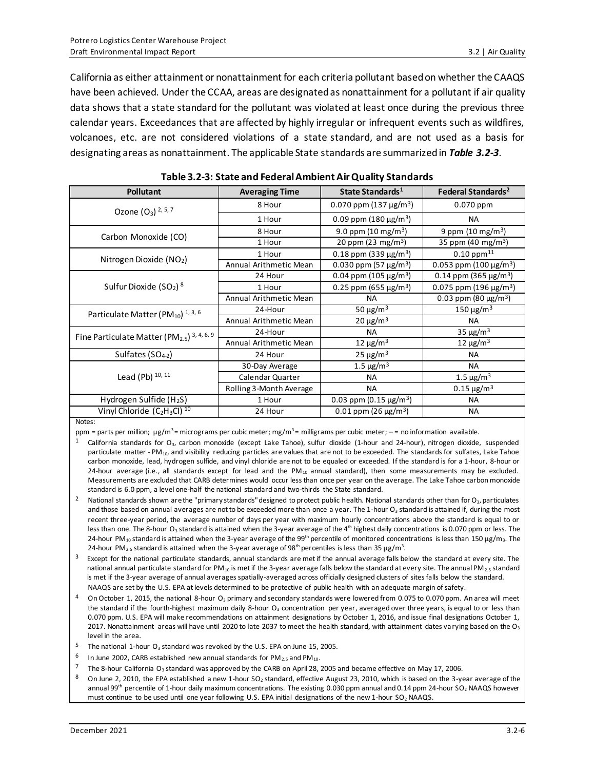California as either attainment or nonattainment for each criteria pollutant based on whether the CAAQS have been achieved. Under the CCAA, areas are designated as nonattainment for a pollutant if air quality data shows that a state standard for the pollutant was violated at least once during the previous three calendar years. Exceedances that are affected by highly irregular or infrequent events such as wildfires, volcanoes, etc. are not considered violations of a state standard, and are not used as a basis for designating areas as nonattainment. The applicable State standards are summarized in ***Table 3.2-3***.

**Table 3.2-3: State and Federal Ambient Air Quality Standards**

| Pollutant | Averaging Time | State Standards[1] | Federal Standards[2] |
|---|---|---|---|
| Ozone ($O_3$) [2, 5, 7] | 8 Hour | 0.070 ppm (137 μg/m$^3$) | 0.070 ppm |
| | 1 Hour | 0.09 ppm (180 μg/m$^3$) | NA |
| Carbon Monoxide (CO) | 8 Hour | 9.0 ppm (10 mg/m$^3$) | 9 ppm (10 mg/m$^3$) |
| | 1 Hour | 20 ppm (23 mg/m$^3$) | 35 ppm (40 mg/m$^3$) |
| Nitrogen Dioxide ($NO_2$) | 1 Hour | 0.18 ppm (339 μg/m$^3$) | 0.10 ppm[11] |
| | Annual Arithmetic Mean | 0.030 ppm (57 μg/m$^3$) | 0.053 ppm (100 μg/m$^3$) |
| Sulfur Dioxide ($SO_2$) [8] | 24 Hour | 0.04 ppm (105 μg/m$^3$) | 0.14 ppm (365 μg/m$^3$) |
| | 1 Hour | 0.25 ppm (655 μg/m$^3$) | 0.075 ppm (196 μg/m$^3$) |
| | Annual Arithmetic Mean | NA | 0.03 ppm (80 μg/m$^3$) |
| Particulate Matter ($PM_{10}$) [1, 3, 6] | 24-Hour | 50 μg/m$^3$ | 150 μg/m$^3$ |
| | Annual Arithmetic Mean | 20 μg/m$^3$ | NA |
| Fine Particulate Matter ($PM_{2.5}$) [3, 4, 6, 9] | 24-Hour | NA | 35 μg/m$^3$ |
| | Annual Arithmetic Mean | 12 μg/m$^3$ | 12 μg/m$^3$ |
| Sulfates ($SO_{4\text{-}2}$) | 24 Hour | 25 μg/m$^3$ | NA |
| Lead (Pb) [10, 11] | 30-Day Average | 1.5 μg/m$^3$ | NA |
| | Calendar Quarter | NA | 1.5 μg/m$^3$ |
| | Rolling 3-Month Average | NA | 0.15 μg/m$^3$ |
| Hydrogen Sulfide ($H_2S$) | 1 Hour | 0.03 ppm (0.15 μg/m$^3$) | NA |
| Vinyl Chloride ($C_2H_3Cl$) [10] | 24 Hour | 0.01 ppm (26 μg/m$^3$) | NA |

Notes:

ppm = parts per million; μg/m$^3$ = micrograms per cubic meter; mg/m$^3$ = milligrams per cubic meter; – = no information available.

1. California standards for $O_3$, carbon monoxide (except Lake Tahoe), sulfur dioxide (1-hour and 24-hour), nitrogen dioxide, suspended particulate matter - $PM_{10}$, and visibility reducing particles are values that are not to be exceeded. The standards for sulfates, Lake Tahoe carbon monoxide, lead, hydrogen sulfide, and vinyl chloride are not to be equaled or exceeded. If the standard is for a 1-hour, 8-hour or 24-hour average (i.e., all standards except for lead and the $PM_{10}$ annual standard), then some measurements may be excluded. Measurements are excluded that CARB determines would occur less than one per year on the average. The Lake Tahoe carbon monoxide standard is 6.0 ppm, a level one-half the national standard and two-thirds the State standard.
2. National standards shown are the "primary standards" designed to protect public health. National standards other than for $O_3$, particulates and those based on annual averages are not to be exceeded more than once a year. The 1-hour $O_3$ standard is attained if, during the most recent three-year period, the average number of days per year with maximum hourly concentrations above the standard is equal to or less than one. The 8-hour $O_3$ standard is attained when the 3-year average of the 4th highest daily concentrations is 0.070 ppm or less. The 24-hour $PM_{10}$ standard is attained when the 3-year average of the 99th percentile of monitored concentrations is less than 150 μg/m$_3$. The 24-hour $PM_{2.5}$ standard is attained when the 3-year average of 98th percentiles is less than 35 μg/m$^3$.
3. Except for the national particulate standards, annual standards are met if the annual average falls below the standard at every site. The national annual particulate standard for $PM_{10}$ is met if the 3-year average falls below the standard at every site. The annual $PM_{2.5}$ standard is met if the 3-year average of annual averages spatially-averaged across officially designed clusters of sites falls below the standard. NAAQS are set by the U.S. EPA at levels determined to be protective of public health with an adequate margin of safety.
4. On October 1, 2015, the national 8-hour $O_3$ primary and secondary standards were lowered from 0.075 to 0.070 ppm. An area will meet the standard if the fourth-highest maximum daily 8-hour $O_3$ concentration per year, averaged over three years, is equal to or less than 0.070 ppm. U.S. EPA will make recommendations on attainment designations by October 1, 2016, and issue final designations October 1, 2017. Nonattainment areas will have until 2020 to late 2037 to meet the health standard, with attainment dates varying based on the $O_3$ level in the area.
5. The national 1-hour $O_3$ standard was revoked by the U.S. EPA on June 15, 2005.
6. In June 2002, CARB established new annual standards for $PM_{2.5}$ and $PM_{10}$.
7. The 8-hour California $O_3$ standard was approved by the CARB on April 28, 2005 and became effective on May 17, 2006.
8. On June 2, 2010, the EPA established a new 1-hour $SO_2$ standard, effective August 23, 2010, which is based on the 3-year average of the annual 99th percentile of 1-hour daily maximum concentrations. The existing 0.030 ppm annual and 0.14 ppm 24-hour $SO_2$ NAAQS however must continue to be used until one year following U.S. EPA initial designations of the new 1-hour $SO_2$ NAAQS.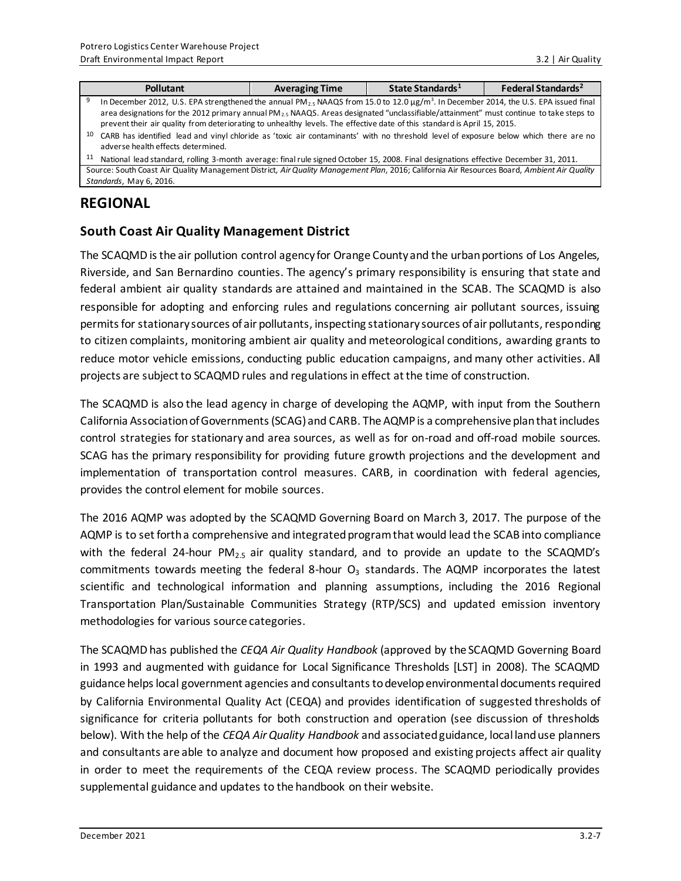| Pollutant | Averaging Time | State Standards[1] | Federal Standards[2] |
|---|---|---|---|
| [9] In December 2012, U.S. EPA strengthened the annual $PM_{2.5}$ NAAQS from 15.0 to 12.0 µg/m$^3$. In December 2014, the U.S. EPA issued final area designations for the 2012 primary annual $PM_{2.5}$ NAAQS. Areas designated "unclassifiable/attainment" must continue to take steps to prevent their air quality from deteriorating to unhealthy levels. The effective date of this standard is April 15, 2015. | | | |
| [10] CARB has identified lead and vinyl chloride as 'toxic air contaminants' with no threshold level of exposure below which there are no adverse health effects determined. | | | |
| [11] National lead standard, rolling 3-month average: final rule signed October 15, 2008. Final designations effective December 31, 2011. | | | |
| Source: South Coast Air Quality Management District, *Air Quality Management Plan*, 2016; California Air Resources Board, *Ambient Air Quality Standards*, May 6, 2016. | | | |

## REGIONAL

### South Coast Air Quality Management District

The SCAQMD is the air pollution control agency for Orange County and the urban portions of Los Angeles, Riverside, and San Bernardino counties. The agency's primary responsibility is ensuring that state and federal ambient air quality standards are attained and maintained in the SCAB. The SCAQMD is also responsible for adopting and enforcing rules and regulations concerning air pollutant sources, issuing permits for stationary sources of air pollutants, inspecting stationary sources of air pollutants, responding to citizen complaints, monitoring ambient air quality and meteorological conditions, awarding grants to reduce motor vehicle emissions, conducting public education campaigns, and many other activities. All projects are subject to SCAQMD rules and regulations in effect at the time of construction.

The SCAQMD is also the lead agency in charge of developing the AQMP, with input from the Southern California Association of Governments (SCAG) and CARB. The AQMP is a comprehensive plan that includes control strategies for stationary and area sources, as well as for on-road and off-road mobile sources. SCAG has the primary responsibility for providing future growth projections and the development and implementation of transportation control measures. CARB, in coordination with federal agencies, provides the control element for mobile sources.

The 2016 AQMP was adopted by the SCAQMD Governing Board on March 3, 2017. The purpose of the AQMP is to set forth a comprehensive and integrated program that would lead the SCAB into compliance with the federal 24-hour $PM_{2.5}$ air quality standard, and to provide an update to the SCAQMD's commitments towards meeting the federal 8-hour $O_3$ standards. The AQMP incorporates the latest scientific and technological information and planning assumptions, including the 2016 Regional Transportation Plan/Sustainable Communities Strategy (RTP/SCS) and updated emission inventory methodologies for various source categories.

The SCAQMD has published the *CEQA Air Quality Handbook* (approved by the SCAQMD Governing Board in 1993 and augmented with guidance for Local Significance Thresholds [LST] in 2008). The SCAQMD guidance helps local government agencies and consultants to develop environmental documents required by California Environmental Quality Act (CEQA) and provides identification of suggested thresholds of significance for criteria pollutants for both construction and operation (see discussion of thresholds below). With the help of the *CEQA Air Quality Handbook* and associated guidance, local land use planners and consultants are able to analyze and document how proposed and existing projects affect air quality in order to meet the requirements of the CEQA review process. The SCAQMD periodically provides supplemental guidance and updates to the handbook on their website.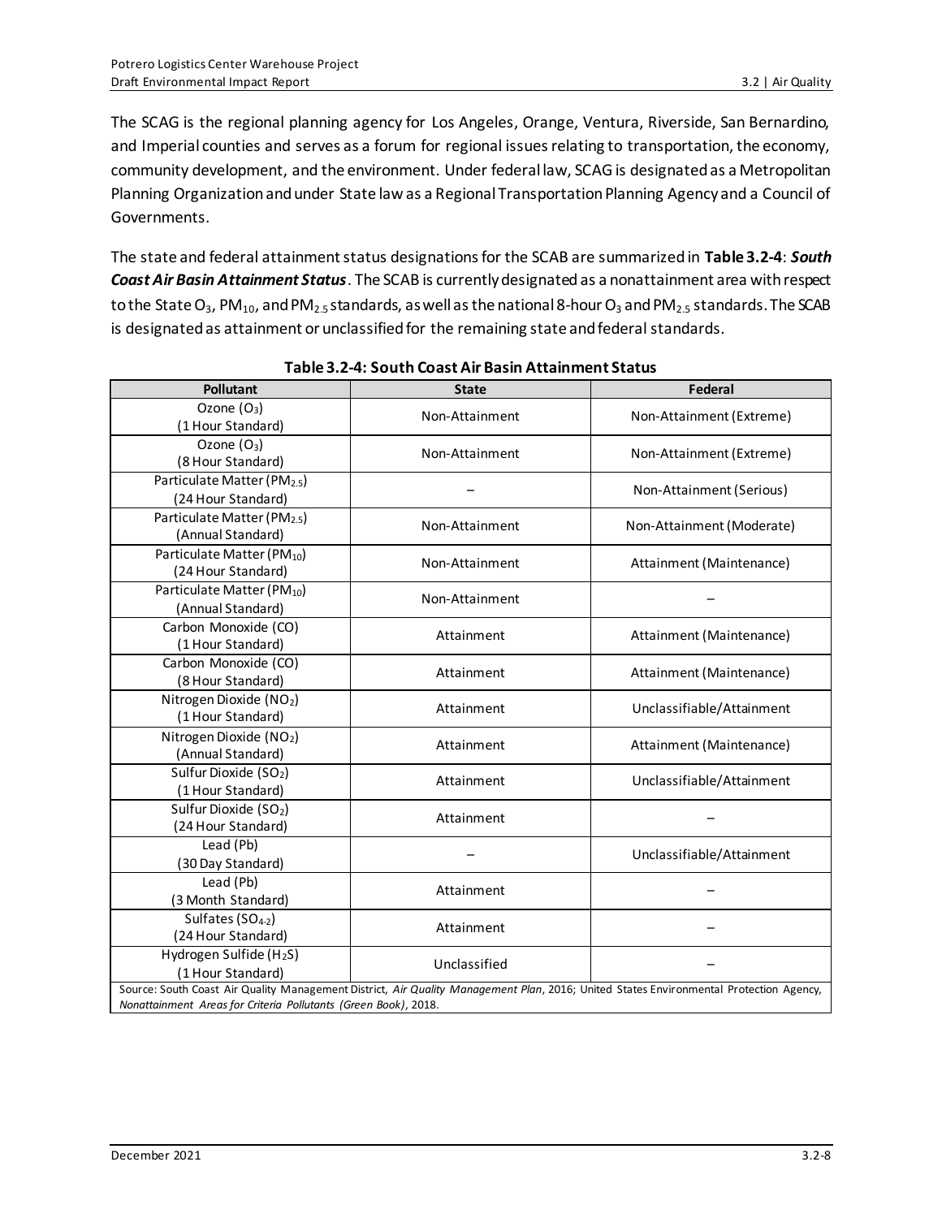The SCAG is the regional planning agency for Los Angeles, Orange, Ventura, Riverside, San Bernardino, and Imperial counties and serves as a forum for regional issues relating to transportation, the economy, community development, and the environment. Under federal law, SCAG is designated as a Metropolitan Planning Organization and under State law as a Regional Transportation Planning Agency and a Council of Governments.

The state and federal attainment status designations for the SCAB are summarized in **Table 3.2-4**: ***South Coast Air Basin Attainment Status***. The SCAB is currently designated as a nonattainment area with respect to the State $O_3$, $PM_{10}$, and $PM_{2.5}$ standards, as well as the national 8-hour $O_3$ and $PM_{2.5}$ standards. The SCAB is designated as attainment or unclassified for the remaining state and federal standards.

**Table 3.2-4: South Coast Air Basin Attainment Status**

| Pollutant | State | Federal |
|---|---|---|
| Ozone ($O_3$) (1 Hour Standard) | Non-Attainment | Non-Attainment (Extreme) |
| Ozone ($O_3$) (8 Hour Standard) | Non-Attainment | Non-Attainment (Extreme) |
| Particulate Matter ($PM_{2.5}$) (24 Hour Standard) | – | Non-Attainment (Serious) |
| Particulate Matter ($PM_{2.5}$) (Annual Standard) | Non-Attainment | Non-Attainment (Moderate) |
| Particulate Matter ($PM_{10}$) (24 Hour Standard) | Non-Attainment | Attainment (Maintenance) |
| Particulate Matter ($PM_{10}$) (Annual Standard) | Non-Attainment | – |
| Carbon Monoxide (CO) (1 Hour Standard) | Attainment | Attainment (Maintenance) |
| Carbon Monoxide (CO) (8 Hour Standard) | Attainment | Attainment (Maintenance) |
| Nitrogen Dioxide ($NO_2$) (1 Hour Standard) | Attainment | Unclassifiable/Attainment |
| Nitrogen Dioxide ($NO_2$) (Annual Standard) | Attainment | Attainment (Maintenance) |
| Sulfur Dioxide ($SO_2$) (1 Hour Standard) | Attainment | Unclassifiable/Attainment |
| Sulfur Dioxide ($SO_2$) (24 Hour Standard) | Attainment | – |
| Lead (Pb) (30 Day Standard) | – | Unclassifiable/Attainment |
| Lead (Pb) (3 Month Standard) | Attainment | – |
| Sulfates ($SO_{4-2}$) (24 Hour Standard) | Attainment | – |
| Hydrogen Sulfide ($H_2S$) (1 Hour Standard) | Unclassified | – |

Source: South Coast Air Quality Management District, *Air Quality Management Plan*, 2016; United States Environmental Protection Agency, *Nonattainment Areas for Criteria Pollutants (Green Book)*, 2018.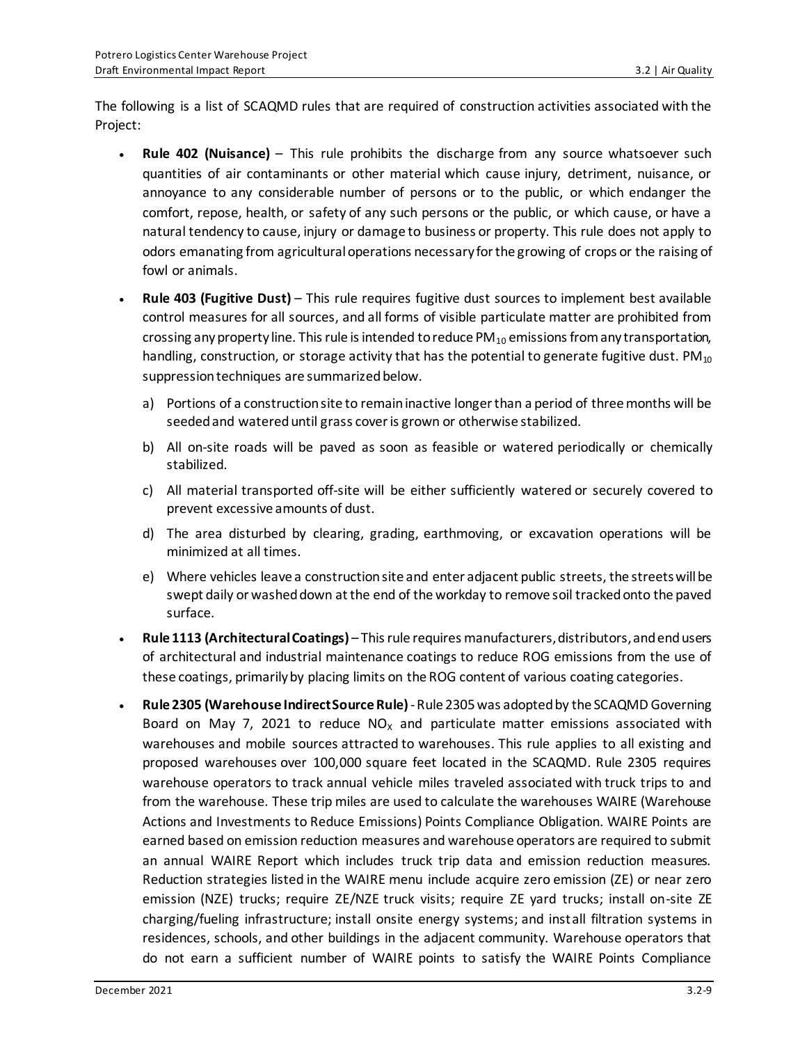The following is a list of SCAQMD rules that are required of construction activities associated with the Project:

- **Rule 402 (Nuisance)** – This rule prohibits the discharge from any source whatsoever such quantities of air contaminants or other material which cause injury, detriment, nuisance, or annoyance to any considerable number of persons or to the public, or which endanger the comfort, repose, health, or safety of any such persons or the public, or which cause, or have a natural tendency to cause, injury or damage to business or property. This rule does not apply to odors emanating from agricultural operations necessary for the growing of crops or the raising of fowl or animals.
- **Rule 403 (Fugitive Dust)** – This rule requires fugitive dust sources to implement best available control measures for all sources, and all forms of visible particulate matter are prohibited from crossing any property line. This rule is intended to reduce $PM_{10}$ emissions from any transportation, handling, construction, or storage activity that has the potential to generate fugitive dust. $PM_{10}$ suppression techniques are summarized below.
  a) Portions of a construction site to remain inactive longer than a period of three months will be seeded and watered until grass cover is grown or otherwise stabilized.
  b) All on-site roads will be paved as soon as feasible or watered periodically or chemically stabilized.
  c) All material transported off-site will be either sufficiently watered or securely covered to prevent excessive amounts of dust.
  d) The area disturbed by clearing, grading, earthmoving, or excavation operations will be minimized at all times.
  e) Where vehicles leave a construction site and enter adjacent public streets, the streets will be swept daily or washed down at the end of the workday to remove soil tracked onto the paved surface.
- **Rule 1113 (Architectural Coatings)** – This rule requires manufacturers, distributors, and end users of architectural and industrial maintenance coatings to reduce ROG emissions from the use of these coatings, primarily by placing limits on the ROG content of various coating categories.
- **Rule 2305 (Warehouse Indirect Source Rule)** - Rule 2305 was adopted by the SCAQMD Governing Board on May 7, 2021 to reduce $NO_X$ and particulate matter emissions associated with warehouses and mobile sources attracted to warehouses. This rule applies to all existing and proposed warehouses over 100,000 square feet located in the SCAQMD. Rule 2305 requires warehouse operators to track annual vehicle miles traveled associated with truck trips to and from the warehouse. These trip miles are used to calculate the warehouses WAIRE (Warehouse Actions and Investments to Reduce Emissions) Points Compliance Obligation. WAIRE Points are earned based on emission reduction measures and warehouse operators are required to submit an annual WAIRE Report which includes truck trip data and emission reduction measures. Reduction strategies listed in the WAIRE menu include acquire zero emission (ZE) or near zero emission (NZE) trucks; require ZE/NZE truck visits; require ZE yard trucks; install on-site ZE charging/fueling infrastructure; install onsite energy systems; and install filtration systems in residences, schools, and other buildings in the adjacent community. Warehouse operators that do not earn a sufficient number of WAIRE points to satisfy the WAIRE Points Compliance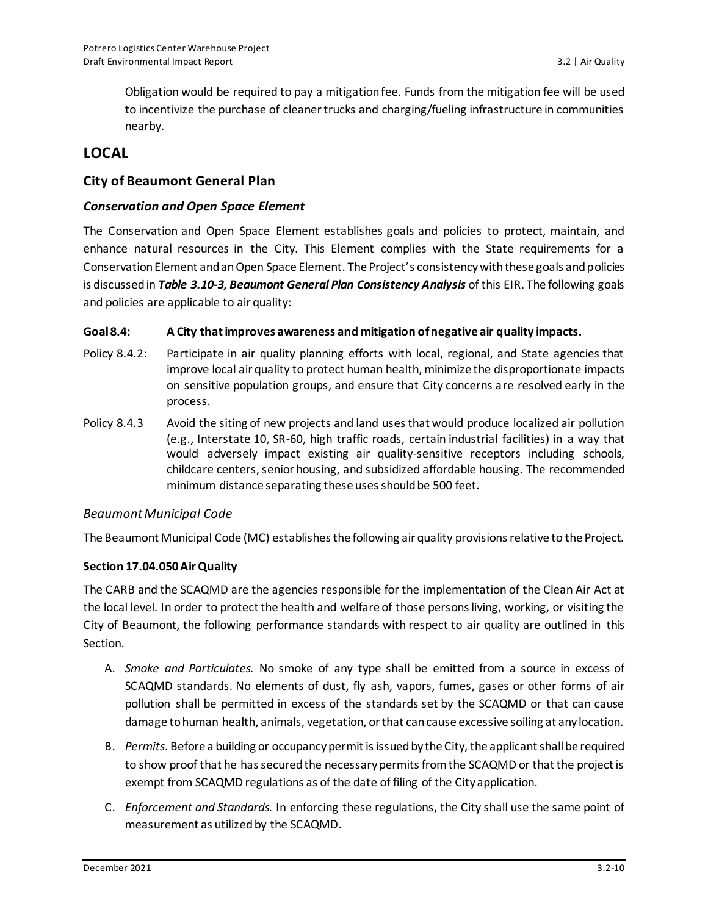Obligation would be required to pay a mitigation fee. Funds from the mitigation fee will be used to incentivize the purchase of cleaner trucks and charging/fueling infrastructure in communities nearby.

# LOCAL

## City of Beaumont General Plan

### *Conservation and Open Space Element*

The Conservation and Open Space Element establishes goals and policies to protect, maintain, and enhance natural resources in the City. This Element complies with the State requirements for a Conservation Element and an Open Space Element. The Project's consistency with these goals and policies is discussed in ***Table 3.10-3, Beaumont General Plan Consistency Analysis*** of this EIR. The following goals and policies are applicable to air quality:

**Goal 8.4: A City that improves awareness and mitigation of negative air quality impacts.**

Policy 8.4.2: Participate in air quality planning efforts with local, regional, and State agencies that improve local air quality to protect human health, minimize the disproportionate impacts on sensitive population groups, and ensure that City concerns are resolved early in the process.

Policy 8.4.3 Avoid the siting of new projects and land uses that would produce localized air pollution (e.g., Interstate 10, SR-60, high traffic roads, certain industrial facilities) in a way that would adversely impact existing air quality-sensitive receptors including schools, childcare centers, senior housing, and subsidized affordable housing. The recommended minimum distance separating these uses should be 500 feet.

### *Beaumont Municipal Code*

The Beaumont Municipal Code (MC) establishes the following air quality provisions relative to the Project.

**Section 17.04.050 Air Quality**

The CARB and the SCAQMD are the agencies responsible for the implementation of the Clean Air Act at the local level. In order to protect the health and welfare of those persons living, working, or visiting the City of Beaumont, the following performance standards with respect to air quality are outlined in this Section.

A. *Smoke and Particulates.* No smoke of any type shall be emitted from a source in excess of SCAQMD standards. No elements of dust, fly ash, vapors, fumes, gases or other forms of air pollution shall be permitted in excess of the standards set by the SCAQMD or that can cause damage to human health, animals, vegetation, or that can cause excessive soiling at any location.

B. *Permits.* Before a building or occupancy permit is issued by the City, the applicant shall be required to show proof that he has secured the necessary permits from the SCAQMD or that the project is exempt from SCAQMD regulations as of the date of filing of the City application.

C. *Enforcement and Standards.* In enforcing these regulations, the City shall use the same point of measurement as utilized by the SCAQMD.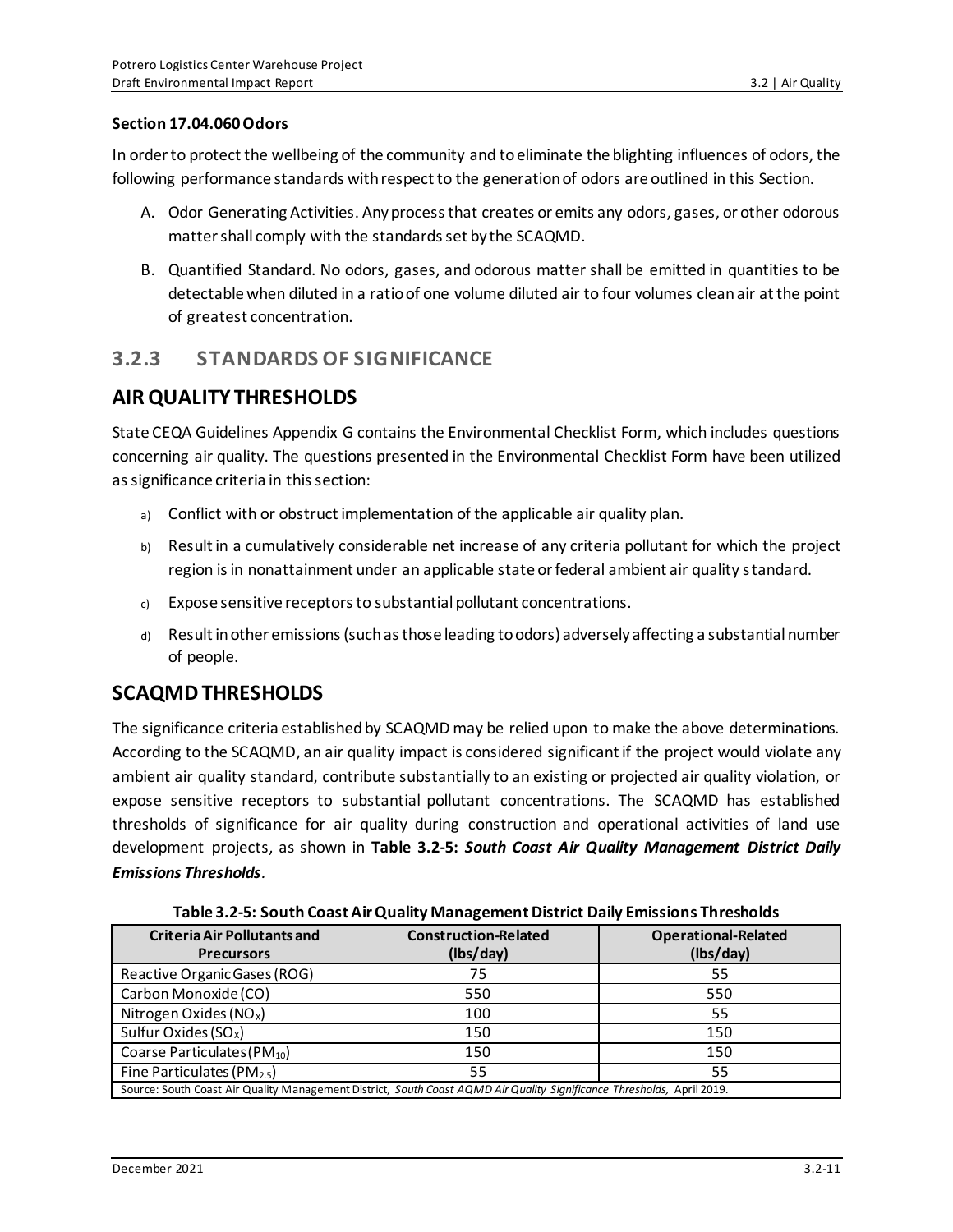**Section 17.04.060 Odors**

In order to protect the wellbeing of the community and to eliminate the blighting influences of odors, the following performance standards with respect to the generation of odors are outlined in this Section.

A. Odor Generating Activities. Any process that creates or emits any odors, gases, or other odorous matter shall comply with the standards set by the SCAQMD.

B. Quantified Standard. No odors, gases, and odorous matter shall be emitted in quantities to be detectable when diluted in a ratio of one volume diluted air to four volumes clean air at the point of greatest concentration.

## 3.2.3 STANDARDS OF SIGNIFICANCE

## AIR QUALITY THRESHOLDS

State CEQA Guidelines Appendix G contains the Environmental Checklist Form, which includes questions concerning air quality. The questions presented in the Environmental Checklist Form have been utilized as significance criteria in this section:

a) Conflict with or obstruct implementation of the applicable air quality plan.

b) Result in a cumulatively considerable net increase of any criteria pollutant for which the project region is in nonattainment under an applicable state or federal ambient air quality standard.

c) Expose sensitive receptors to substantial pollutant concentrations.

d) Result in other emissions (such as those leading to odors) adversely affecting a substantial number of people.

## SCAQMD THRESHOLDS

The significance criteria established by SCAQMD may be relied upon to make the above determinations. According to the SCAQMD, an air quality impact is considered significant if the project would violate any ambient air quality standard, contribute substantially to an existing or projected air quality violation, or expose sensitive receptors to substantial pollutant concentrations. The SCAQMD has established thresholds of significance for air quality during construction and operational activities of land use development projects, as shown in **Table 3.2-5:** ***South Coast Air Quality Management District Daily Emissions Thresholds***.

**Table 3.2-5: South Coast Air Quality Management District Daily Emissions Thresholds**

| Criteria Air Pollutants and Precursors | Construction-Related (lbs/day) | Operational-Related (lbs/day) |
|---|---|---|
| Reactive Organic Gases (ROG) | 75 | 55 |
| Carbon Monoxide (CO) | 550 | 550 |
| Nitrogen Oxides ($NO_X$) | 100 | 55 |
| Sulfur Oxides ($SO_X$) | 150 | 150 |
| Coarse Particulates ($PM_{10}$) | 150 | 150 |
| Fine Particulates ($PM_{2.5}$) | 55 | 55 |
| Source: South Coast Air Quality Management District, *South Coast AQMD Air Quality Significance Thresholds,* April 2019. | | |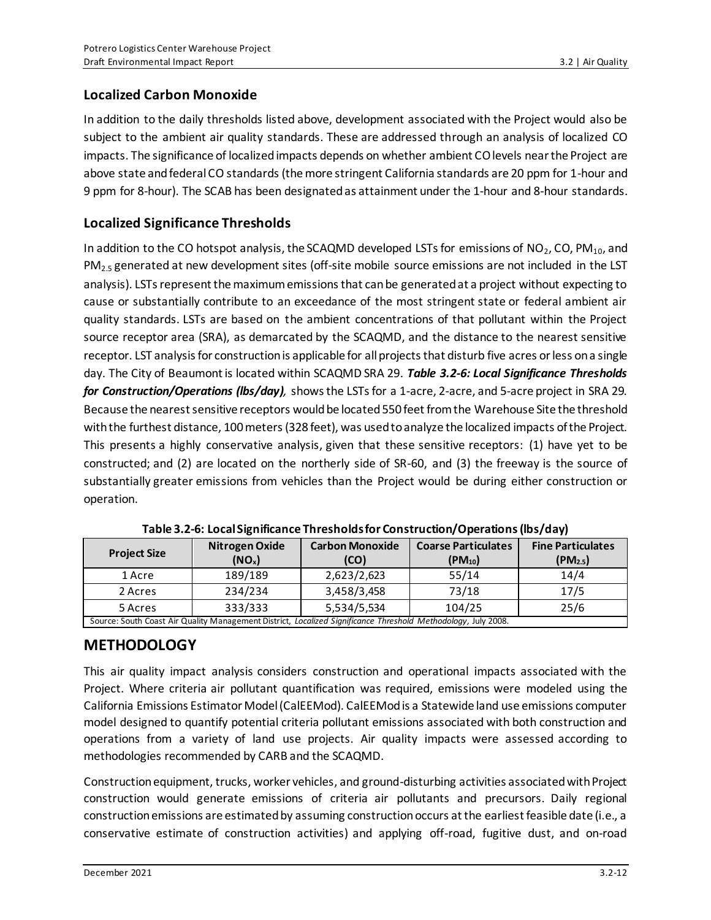### Localized Carbon Monoxide

In addition to the daily thresholds listed above, development associated with the Project would also be subject to the ambient air quality standards. These are addressed through an analysis of localized CO impacts. The significance of localized impacts depends on whether ambient CO levels near the Project are above state and federal CO standards (the more stringent California standards are 20 ppm for 1-hour and 9 ppm for 8-hour). The SCAB has been designated as attainment under the 1-hour and 8-hour standards.

### Localized Significance Thresholds

In addition to the CO hotspot analysis, the SCAQMD developed LSTs for emissions of $NO_2$, CO, $PM_{10}$, and $PM_{2.5}$ generated at new development sites (off-site mobile source emissions are not included in the LST analysis). LSTs represent the maximum emissions that can be generated at a project without expecting to cause or substantially contribute to an exceedance of the most stringent state or federal ambient air quality standards. LSTs are based on the ambient concentrations of that pollutant within the Project source receptor area (SRA), as demarcated by the SCAQMD, and the distance to the nearest sensitive receptor. LST analysis for construction is applicable for all projects that disturb five acres or less on a single day. The City of Beaumont is located within SCAQMD SRA 29. ***Table 3.2-6: Local Significance Thresholds for Construction/Operations (lbs/day)***, shows the LSTs for a 1-acre, 2-acre, and 5-acre project in SRA 29. Because the nearest sensitive receptors would be located 550 feet from the Warehouse Site the threshold with the furthest distance, 100 meters (328 feet), was used to analyze the localized impacts of the Project. This presents a highly conservative analysis, given that these sensitive receptors: (1) have yet to be constructed; and (2) are located on the northerly side of SR-60, and (3) the freeway is the source of substantially greater emissions from vehicles than the Project would be during either construction or operation.

**Table 3.2-6: Local Significance Thresholds for Construction/Operations (lbs/day)**

| Project Size | Nitrogen Oxide ($NO_x$) | Carbon Monoxide (CO) | Coarse Particulates ($PM_{10}$) | Fine Particulates ($PM_{2.5}$) |
|---|---|---|---|---|
| 1 Acre | 189/189 | 2,623/2,623 | 55/14 | 14/4 |
| 2 Acres | 234/234 | 3,458/3,458 | 73/18 | 17/5 |
| 5 Acres | 333/333 | 5,534/5,534 | 104/25 | 25/6 |
| Source: South Coast Air Quality Management District, *Localized Significance Threshold Methodology*, July 2008. | | | | |

## METHODOLOGY

This air quality impact analysis considers construction and operational impacts associated with the Project. Where criteria air pollutant quantification was required, emissions were modeled using the California Emissions Estimator Model (CalEEMod). CalEEMod is a Statewide land use emissions computer model designed to quantify potential criteria pollutant emissions associated with both construction and operations from a variety of land use projects. Air quality impacts were assessed according to methodologies recommended by CARB and the SCAQMD.

Construction equipment, trucks, worker vehicles, and ground-disturbing activities associated with Project construction would generate emissions of criteria air pollutants and precursors. Daily regional construction emissions are estimated by assuming construction occurs at the earliest feasible date (i.e., a conservative estimate of construction activities) and applying off-road, fugitive dust, and on-road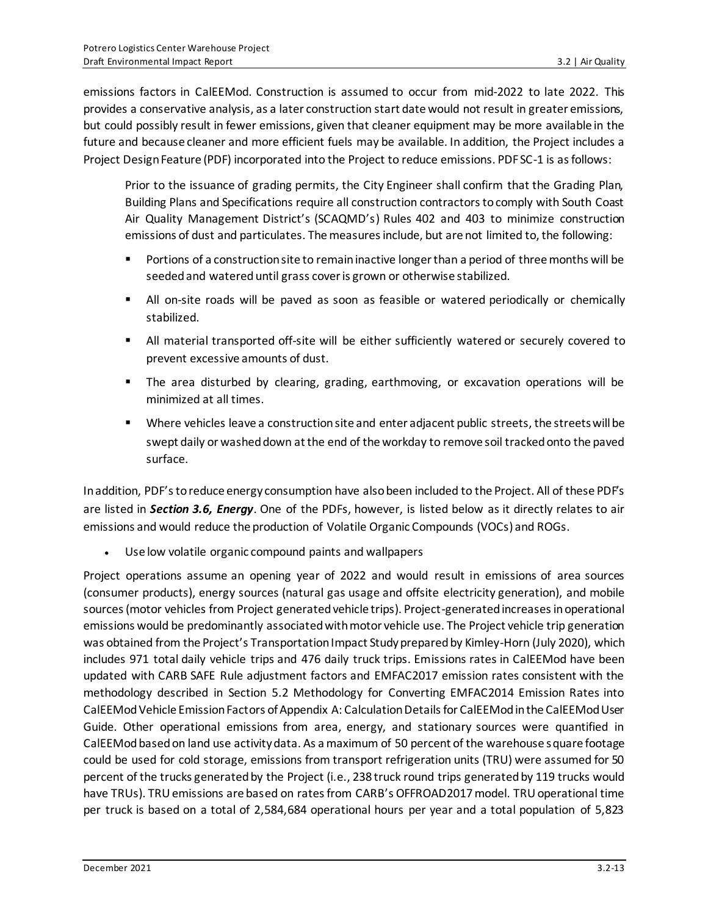emissions factors in CalEEMod. Construction is assumed to occur from mid-2022 to late 2022. This provides a conservative analysis, as a later construction start date would not result in greater emissions, but could possibly result in fewer emissions, given that cleaner equipment may be more available in the future and because cleaner and more efficient fuels may be available. In addition, the Project includes a Project Design Feature (PDF) incorporated into the Project to reduce emissions. PDF SC-1 is as follows:

> Prior to the issuance of grading permits, the City Engineer shall confirm that the Grading Plan, Building Plans and Specifications require all construction contractors to comply with South Coast Air Quality Management District's (SCAQMD's) Rules 402 and 403 to minimize construction emissions of dust and particulates. The measures include, but are not limited to, the following:
>
> - Portions of a construction site to remain inactive longer than a period of three months will be seeded and watered until grass cover is grown or otherwise stabilized.
> - All on-site roads will be paved as soon as feasible or watered periodically or chemically stabilized.
> - All material transported off-site will be either sufficiently watered or securely covered to prevent excessive amounts of dust.
> - The area disturbed by clearing, grading, earthmoving, or excavation operations will be minimized at all times.
> - Where vehicles leave a construction site and enter adjacent public streets, the streets will be swept daily or washed down at the end of the workday to remove soil tracked onto the paved surface.

In addition, PDF's to reduce energy consumption have also been included to the Project. All of these PDF's are listed in ***Section 3.6, Energy***. One of the PDFs, however, is listed below as it directly relates to air emissions and would reduce the production of Volatile Organic Compounds (VOCs) and ROGs.

- Use low volatile organic compound paints and wallpapers

Project operations assume an opening year of 2022 and would result in emissions of area sources (consumer products), energy sources (natural gas usage and offsite electricity generation), and mobile sources (motor vehicles from Project generated vehicle trips). Project-generated increases in operational emissions would be predominantly associated with motor vehicle use. The Project vehicle trip generation was obtained from the Project's Transportation Impact Study prepared by Kimley-Horn (July 2020), which includes 971 total daily vehicle trips and 476 daily truck trips. Emissions rates in CalEEMod have been updated with CARB SAFE Rule adjustment factors and EMFAC2017 emission rates consistent with the methodology described in Section 5.2 Methodology for Converting EMFAC2014 Emission Rates into CalEEMod Vehicle Emission Factors of Appendix A: Calculation Details for CalEEMod in the CalEEMod User Guide. Other operational emissions from area, energy, and stationary sources were quantified in CalEEMod based on land use activity data. As a maximum of 50 percent of the warehouse square footage could be used for cold storage, emissions from transport refrigeration units (TRU) were assumed for 50 percent of the trucks generated by the Project (i.e., 238 truck round trips generated by 119 trucks would have TRUs). TRU emissions are based on rates from CARB's OFFROAD2017 model. TRU operational time per truck is based on a total of 2,584,684 operational hours per year and a total population of 5,823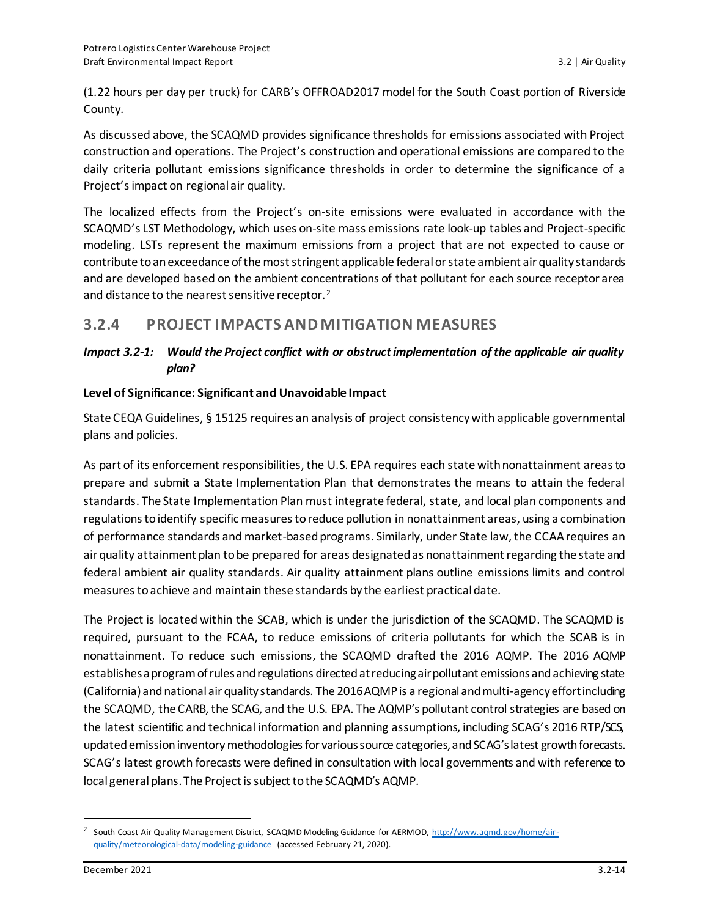(1.22 hours per day per truck) for CARB's OFFROAD2017 model for the South Coast portion of Riverside County.

As discussed above, the SCAQMD provides significance thresholds for emissions associated with Project construction and operations. The Project's construction and operational emissions are compared to the daily criteria pollutant emissions significance thresholds in order to determine the significance of a Project's impact on regional air quality.

The localized effects from the Project's on-site emissions were evaluated in accordance with the SCAQMD's LST Methodology, which uses on-site mass emissions rate look-up tables and Project-specific modeling. LSTs represent the maximum emissions from a project that are not expected to cause or contribute to an exceedance of the most stringent applicable federal or state ambient air quality standards and are developed based on the ambient concentrations of that pollutant for each source receptor area and distance to the nearest sensitive receptor.[2]

## 3.2.4 PROJECT IMPACTS AND MITIGATION MEASURES

### *Impact 3.2-1: Would the Project conflict with or obstruct implementation of the applicable air quality plan?*

**Level of Significance: Significant and Unavoidable Impact**

State CEQA Guidelines, § 15125 requires an analysis of project consistency with applicable governmental plans and policies.

As part of its enforcement responsibilities, the U.S. EPA requires each state with nonattainment areas to prepare and submit a State Implementation Plan that demonstrates the means to attain the federal standards. The State Implementation Plan must integrate federal, state, and local plan components and regulations to identify specific measures to reduce pollution in nonattainment areas, using a combination of performance standards and market-based programs. Similarly, under State law, the CCAA requires an air quality attainment plan to be prepared for areas designated as nonattainment regarding the state and federal ambient air quality standards. Air quality attainment plans outline emissions limits and control measures to achieve and maintain these standards by the earliest practical date.

The Project is located within the SCAB, which is under the jurisdiction of the SCAQMD. The SCAQMD is required, pursuant to the FCAA, to reduce emissions of criteria pollutants for which the SCAB is in nonattainment. To reduce such emissions, the SCAQMD drafted the 2016 AQMP. The 2016 AQMP establishes a program of rules and regulations directed at reducing air pollutant emissions and achieving state (California) and national air quality standards. The 2016 AQMP is a regional and multi-agency effort including the SCAQMD, the CARB, the SCAG, and the U.S. EPA. The AQMP's pollutant control strategies are based on the latest scientific and technical information and planning assumptions, including SCAG's 2016 RTP/SCS, updated emission inventory methodologies for various source categories, and SCAG's latest growth forecasts. SCAG's latest growth forecasts were defined in consultation with local governments and with reference to local general plans. The Project is subject to the SCAQMD's AQMP.

---

[2] South Coast Air Quality Management District, SCAQMD Modeling Guidance for AERMOD, http://www.aqmd.gov/home/air-quality/meteorological-data/modeling-guidance (accessed February 21, 2020).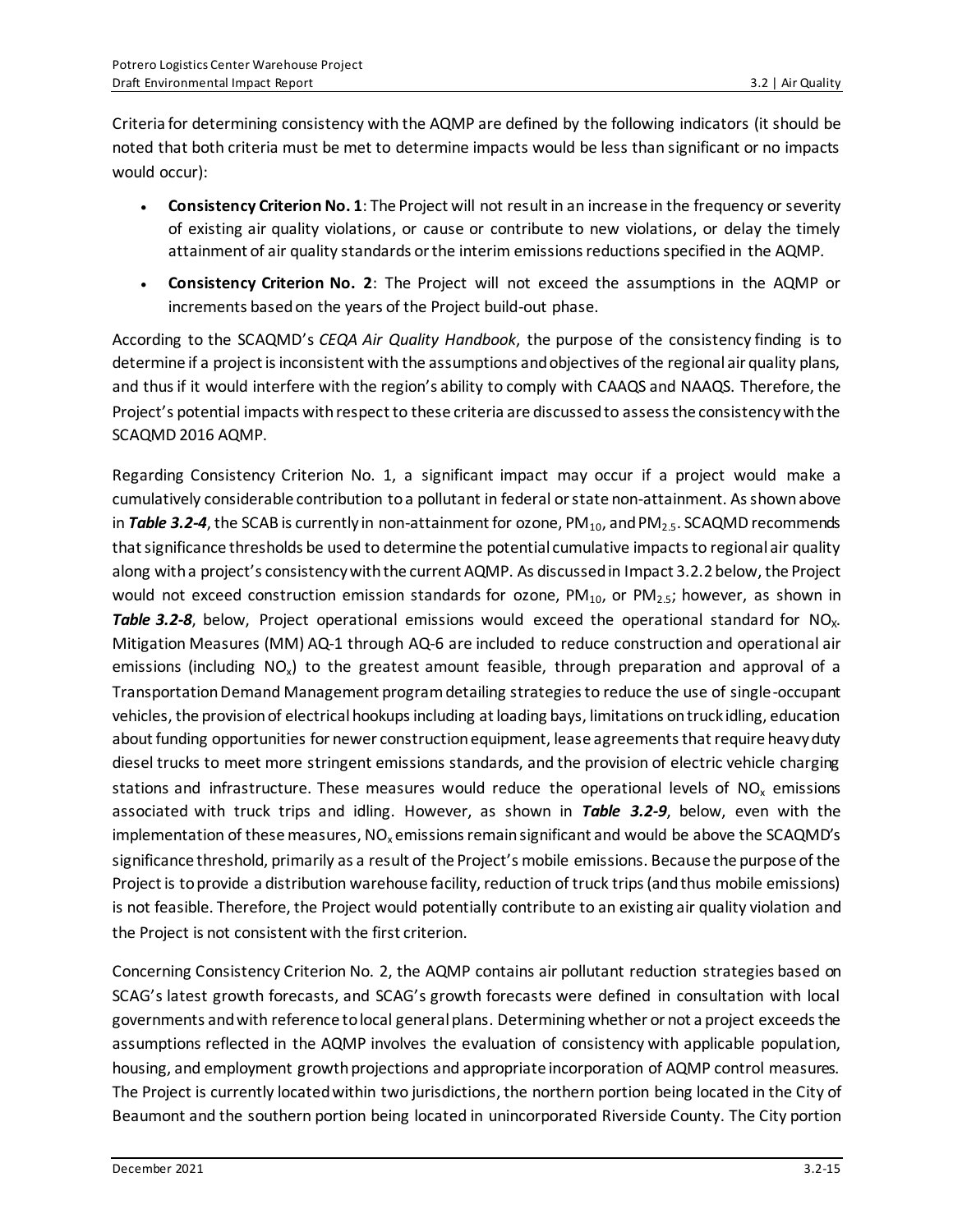Criteria for determining consistency with the AQMP are defined by the following indicators (it should be noted that both criteria must be met to determine impacts would be less than significant or no impacts would occur):

- **Consistency Criterion No. 1**: The Project will not result in an increase in the frequency or severity of existing air quality violations, or cause or contribute to new violations, or delay the timely attainment of air quality standards or the interim emissions reductions specified in the AQMP.
- **Consistency Criterion No. 2**: The Project will not exceed the assumptions in the AQMP or increments based on the years of the Project build-out phase.

According to the SCAQMD's *CEQA Air Quality Handbook*, the purpose of the consistency finding is to determine if a project is inconsistent with the assumptions and objectives of the regional air quality plans, and thus if it would interfere with the region's ability to comply with CAAQS and NAAQS. Therefore, the Project's potential impacts with respect to these criteria are discussed to assess the consistency with the SCAQMD 2016 AQMP.

Regarding Consistency Criterion No. 1, a significant impact may occur if a project would make a cumulatively considerable contribution to a pollutant in federal or state non-attainment. As shown above in ***Table 3.2-4***, the SCAB is currently in non-attainment for ozone, $PM_{10}$, and $PM_{2.5}$. SCAQMD recommends that significance thresholds be used to determine the potential cumulative impacts to regional air quality along with a project's consistency with the current AQMP. As discussed in Impact 3.2.2 below, the Project would not exceed construction emission standards for ozone, $PM_{10}$, or $PM_{2.5}$; however, as shown in ***Table 3.2-8***, below, Project operational emissions would exceed the operational standard for $NO_X$. Mitigation Measures (MM) AQ-1 through AQ-6 are included to reduce construction and operational air emissions (including $NO_x$) to the greatest amount feasible, through preparation and approval of a Transportation Demand Management program detailing strategies to reduce the use of single-occupant vehicles, the provision of electrical hookups including at loading bays, limitations on truck idling, education about funding opportunities for newer construction equipment, lease agreements that require heavy duty diesel trucks to meet more stringent emissions standards, and the provision of electric vehicle charging stations and infrastructure. These measures would reduce the operational levels of $NO_x$ emissions associated with truck trips and idling. However, as shown in ***Table 3.2-9***, below, even with the implementation of these measures, $NO_x$ emissions remain significant and would be above the SCAQMD's significance threshold, primarily as a result of the Project's mobile emissions. Because the purpose of the Project is to provide a distribution warehouse facility, reduction of truck trips (and thus mobile emissions) is not feasible. Therefore, the Project would potentially contribute to an existing air quality violation and the Project is not consistent with the first criterion.

Concerning Consistency Criterion No. 2, the AQMP contains air pollutant reduction strategies based on SCAG's latest growth forecasts, and SCAG's growth forecasts were defined in consultation with local governments and with reference to local general plans. Determining whether or not a project exceeds the assumptions reflected in the AQMP involves the evaluation of consistency with applicable population, housing, and employment growth projections and appropriate incorporation of AQMP control measures. The Project is currently located within two jurisdictions, the northern portion being located in the City of Beaumont and the southern portion being located in unincorporated Riverside County. The City portion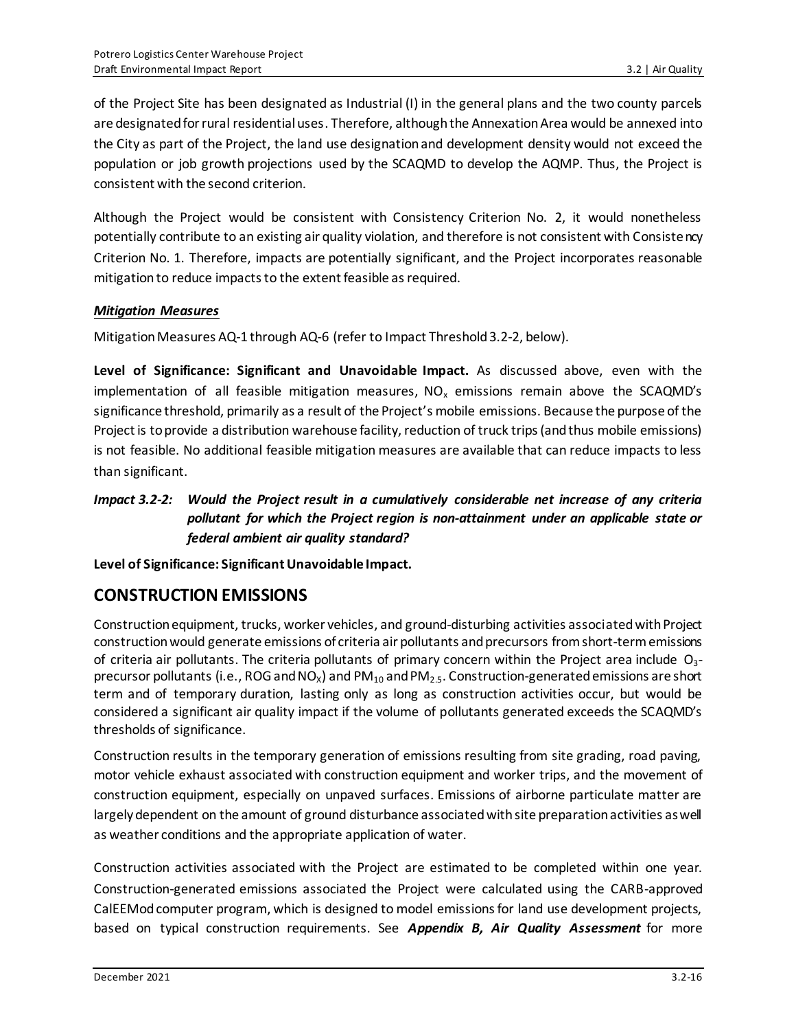of the Project Site has been designated as Industrial (I) in the general plans and the two county parcels are designated for rural residential uses. Therefore, although the Annexation Area would be annexed into the City as part of the Project, the land use designation and development density would not exceed the population or job growth projections used by the SCAQMD to develop the AQMP. Thus, the Project is consistent with the second criterion.

Although the Project would be consistent with Consistency Criterion No. 2, it would nonetheless potentially contribute to an existing air quality violation, and therefore is not consistent with Consistency Criterion No. 1. Therefore, impacts are potentially significant, and the Project incorporates reasonable mitigation to reduce impacts to the extent feasible as required.

***Mitigation Measures***

Mitigation Measures AQ-1 through AQ-6 (refer to Impact Threshold 3.2-2, below).

**Level of Significance: Significant and Unavoidable Impact.** As discussed above, even with the implementation of all feasible mitigation measures, $NO_x$ emissions remain above the SCAQMD's significance threshold, primarily as a result of the Project's mobile emissions. Because the purpose of the Project is to provide a distribution warehouse facility, reduction of truck trips (and thus mobile emissions) is not feasible. No additional feasible mitigation measures are available that can reduce impacts to less than significant.

***Impact 3.2-2: Would the Project result in a cumulatively considerable net increase of any criteria pollutant for which the Project region is non-attainment under an applicable state or federal ambient air quality standard?***

**Level of Significance: Significant Unavoidable Impact.**

## CONSTRUCTION EMISSIONS

Construction equipment, trucks, worker vehicles, and ground-disturbing activities associated with Project construction would generate emissions of criteria air pollutants and precursors from short-term emissions of criteria air pollutants. The criteria pollutants of primary concern within the Project area include $O_3$-precursor pollutants (i.e., ROG and $NO_X$) and $PM_{10}$ and $PM_{2.5}$. Construction-generated emissions are short term and of temporary duration, lasting only as long as construction activities occur, but would be considered a significant air quality impact if the volume of pollutants generated exceeds the SCAQMD's thresholds of significance.

Construction results in the temporary generation of emissions resulting from site grading, road paving, motor vehicle exhaust associated with construction equipment and worker trips, and the movement of construction equipment, especially on unpaved surfaces. Emissions of airborne particulate matter are largely dependent on the amount of ground disturbance associated with site preparation activities as well as weather conditions and the appropriate application of water.

Construction activities associated with the Project are estimated to be completed within one year. Construction-generated emissions associated the Project were calculated using the CARB-approved CalEEMod computer program, which is designed to model emissions for land use development projects, based on typical construction requirements. See ***Appendix B, Air Quality Assessment*** for more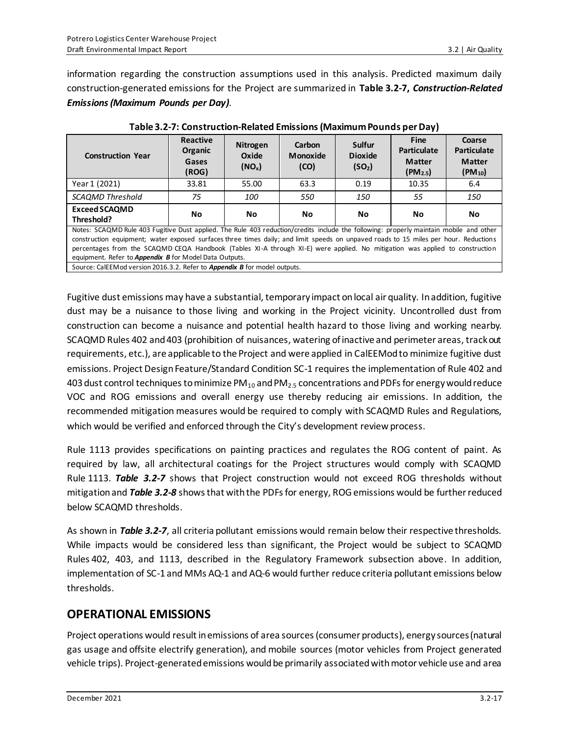information regarding the construction assumptions used in this analysis. Predicted maximum daily construction-generated emissions for the Project are summarized in **Table 3.2-7, *Construction-Related Emissions (Maximum Pounds per Day)***.

**Table 3.2-7: Construction-Related Emissions (Maximum Pounds per Day)**

| Construction Year | Reactive Organic Gases (ROG) | Nitrogen Oxide ($NO_x$) | Carbon Monoxide (CO) | Sulfur Dioxide ($SO_2$) | Fine Particulate Matter ($PM_{2.5}$) | Coarse Particulate Matter ($PM_{10}$) |
|---|---|---|---|---|---|---|
| Year 1 (2021) | 33.81 | 55.00 | 63.3 | 0.19 | 10.35 | 6.4 |
| *SCAQMD Threshold* | *75* | *100* | *550* | *150* | *55* | *150* |
| **Exceed SCAQMD Threshold?** | **No** | **No** | **No** | **No** | **No** | **No** |
| Notes: SCAQMD Rule 403 Fugitive Dust applied. The Rule 403 reduction/credits include the following: properly maintain mobile and other construction equipment; water exposed surfaces three times daily; and limit speeds on unpaved roads to 15 miles per hour. Reductions percentages from the SCAQMD CEQA Handbook (Tables XI-A through XI-E) were applied. No mitigation was applied to construction equipment. Refer to ***Appendix B*** for Model Data Outputs. | | | | | | |
| Source: CalEEMod version 2016.3.2. Refer to ***Appendix B*** for model outputs. | | | | | | |

Fugitive dust emissions may have a substantial, temporary impact on local air quality. In addition, fugitive dust may be a nuisance to those living and working in the Project vicinity. Uncontrolled dust from construction can become a nuisance and potential health hazard to those living and working nearby. SCAQMD Rules 402 and 403 (prohibition of nuisances, watering of inactive and perimeter areas, track out requirements, etc.), are applicable to the Project and were applied in CalEEMod to minimize fugitive dust emissions. Project Design Feature/Standard Condition SC-1 requires the implementation of Rule 402 and 403 dust control techniques to minimize $PM_{10}$ and $PM_{2.5}$ concentrations and PDFs for energy would reduce VOC and ROG emissions and overall energy use thereby reducing air emissions. In addition, the recommended mitigation measures would be required to comply with SCAQMD Rules and Regulations, which would be verified and enforced through the City's development review process.

Rule 1113 provides specifications on painting practices and regulates the ROG content of paint. As required by law, all architectural coatings for the Project structures would comply with SCAQMD Rule 1113. ***Table 3.2-7*** shows that Project construction would not exceed ROG thresholds without mitigation and ***Table 3.2-8*** shows that with the PDFs for energy, ROG emissions would be further reduced below SCAQMD thresholds.

As shown in ***Table 3.2-7***, all criteria pollutant emissions would remain below their respective thresholds. While impacts would be considered less than significant, the Project would be subject to SCAQMD Rules 402, 403, and 1113, described in the Regulatory Framework subsection above. In addition, implementation of SC-1 and MMs AQ-1 and AQ-6 would further reduce criteria pollutant emissions below thresholds.

## OPERATIONAL EMISSIONS

Project operations would result in emissions of area sources (consumer products), energy sources (natural gas usage and offsite electrify generation), and mobile sources (motor vehicles from Project generated vehicle trips). Project-generated emissions would be primarily associated with motor vehicle use and area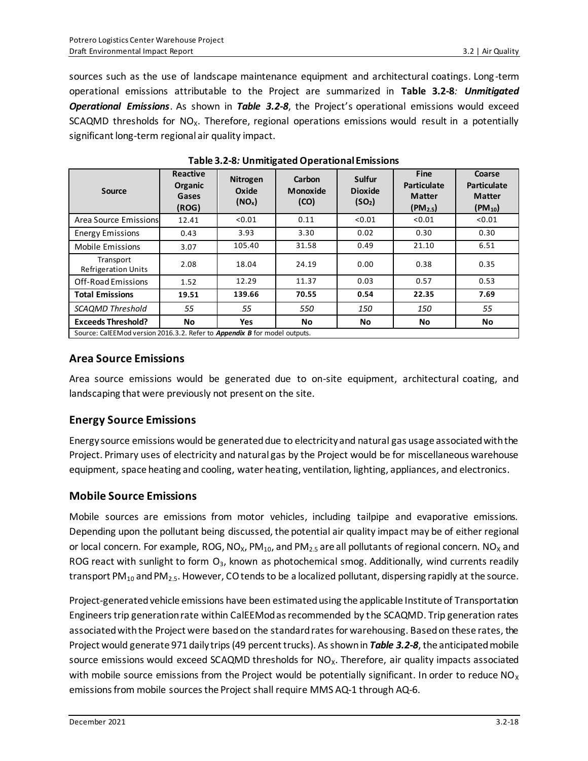sources such as the use of landscape maintenance equipment and architectural coatings. Long-term operational emissions attributable to the Project are summarized in **Table 3.2-8*: Unmitigated Operational Emissions***. As shown in ***Table 3.2-8***, the Project's operational emissions would exceed SCAQMD thresholds for $NO_X$. Therefore, regional operations emissions would result in a potentially significant long-term regional air quality impact.

**Table 3.2-8*:* Unmitigated Operational Emissions**

| Source | Reactive Organic Gases (ROG) | Nitrogen Oxide ($NO_x$) | Carbon Monoxide (CO) | Sulfur Dioxide ($SO_2$) | Fine Particulate Matter ($PM_{2.5}$) | Coarse Particulate Matter ($PM_{10}$) |
|---|---|---|---|---|---|---|
| Area Source Emissions | 12.41 | <0.01 | 0.11 | <0.01 | <0.01 | <0.01 |
| Energy Emissions | 0.43 | 3.93 | 3.30 | 0.02 | 0.30 | 0.30 |
| Mobile Emissions | 3.07 | 105.40 | 31.58 | 0.49 | 21.10 | 6.51 |
| Transport Refrigeration Units | 2.08 | 18.04 | 24.19 | 0.00 | 0.38 | 0.35 |
| Off-Road Emissions | 1.52 | 12.29 | 11.37 | 0.03 | 0.57 | 0.53 |
| **Total Emissions** | **19.51** | **139.66** | **70.55** | **0.54** | **22.35** | **7.69** |
| *SCAQMD Threshold* | *55* | *55* | *550* | *150* | *150* | *55* |
| **Exceeds Threshold?** | **No** | **Yes** | **No** | **No** | **No** | **No** |
| Source: CalEEMod version 2016.3.2. Refer to ***Appendix B*** for model outputs. | | | | | | |

## Area Source Emissions

Area source emissions would be generated due to on-site equipment, architectural coating, and landscaping that were previously not present on the site.

## Energy Source Emissions

Energy source emissions would be generated due to electricity and natural gas usage associated with the Project. Primary uses of electricity and natural gas by the Project would be for miscellaneous warehouse equipment, space heating and cooling, water heating, ventilation, lighting, appliances, and electronics.

## Mobile Source Emissions

Mobile sources are emissions from motor vehicles, including tailpipe and evaporative emissions. Depending upon the pollutant being discussed, the potential air quality impact may be of either regional or local concern. For example, ROG, $NO_X$, $PM_{10}$, and $PM_{2.5}$ are all pollutants of regional concern. $NO_X$ and ROG react with sunlight to form $O_3$, known as photochemical smog. Additionally, wind currents readily transport $PM_{10}$ and $PM_{2.5}$. However, CO tends to be a localized pollutant, dispersing rapidly at the source.

Project-generated vehicle emissions have been estimated using the applicable Institute of Transportation Engineers trip generation rate within CalEEMod as recommended by the SCAQMD. Trip generation rates associated with the Project were based on the standard rates for warehousing. Based on these rates, the Project would generate 971 daily trips (49 percent trucks). As shown in ***Table 3.2-8***, the anticipated mobile source emissions would exceed SCAQMD thresholds for $NO_X$. Therefore, air quality impacts associated with mobile source emissions from the Project would be potentially significant. In order to reduce $NO_X$ emissions from mobile sources the Project shall require MMS AQ-1 through AQ-6.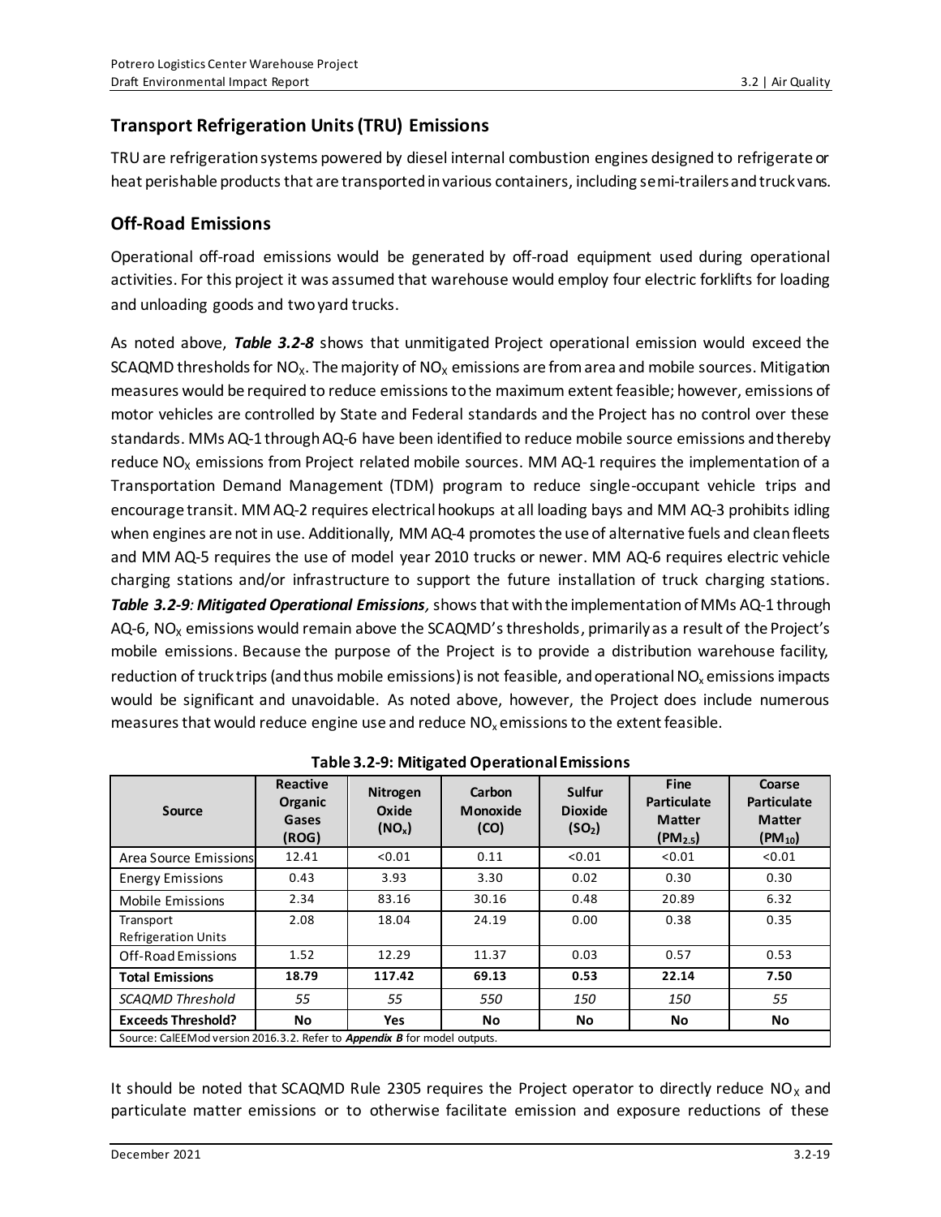## Transport Refrigeration Units (TRU) Emissions

TRU are refrigeration systems powered by diesel internal combustion engines designed to refrigerate or heat perishable products that are transported in various containers, including semi-trailers and truck vans.

## Off-Road Emissions

Operational off-road emissions would be generated by off-road equipment used during operational activities. For this project it was assumed that warehouse would employ four electric forklifts for loading and unloading goods and two yard trucks.

As noted above, ***Table 3.2-8*** shows that unmitigated Project operational emission would exceed the SCAQMD thresholds for $NO_X$. The majority of $NO_X$ emissions are from area and mobile sources. Mitigation measures would be required to reduce emissions to the maximum extent feasible; however, emissions of motor vehicles are controlled by State and Federal standards and the Project has no control over these standards. MMs AQ-1 through AQ-6 have been identified to reduce mobile source emissions and thereby reduce $NO_X$ emissions from Project related mobile sources. MM AQ-1 requires the implementation of a Transportation Demand Management (TDM) program to reduce single-occupant vehicle trips and encourage transit. MM AQ-2 requires electrical hookups at all loading bays and MM AQ-3 prohibits idling when engines are not in use. Additionally, MM AQ-4 promotes the use of alternative fuels and clean fleets and MM AQ-5 requires the use of model year 2010 trucks or newer. MM AQ-6 requires electric vehicle charging stations and/or infrastructure to support the future installation of truck charging stations. ***Table 3.2-9**: **Mitigated Operational Emissions**,* shows that with the implementation of MMs AQ-1 through AQ-6, $NO_X$ emissions would remain above the SCAQMD's thresholds, primarily as a result of the Project's mobile emissions. Because the purpose of the Project is to provide a distribution warehouse facility, reduction of truck trips (and thus mobile emissions) is not feasible, and operational $NO_x$ emissions impacts would be significant and unavoidable. As noted above, however, the Project does include numerous measures that would reduce engine use and reduce $NO_x$ emissions to the extent feasible.

**Table 3.2-9: Mitigated Operational Emissions**

| Source | Reactive Organic Gases (ROG) | Nitrogen Oxide ($NO_x$) | Carbon Monoxide (CO) | Sulfur Dioxide ($SO_2$) | Fine Particulate Matter ($PM_{2.5}$) | Coarse Particulate Matter ($PM_{10}$) |
|---|---|---|---|---|---|---|
| Area Source Emissions | 12.41 | <0.01 | 0.11 | <0.01 | <0.01 | <0.01 |
| Energy Emissions | 0.43 | 3.93 | 3.30 | 0.02 | 0.30 | 0.30 |
| Mobile Emissions | 2.34 | 83.16 | 30.16 | 0.48 | 20.89 | 6.32 |
| Transport Refrigeration Units | 2.08 | 18.04 | 24.19 | 0.00 | 0.38 | 0.35 |
| Off-Road Emissions | 1.52 | 12.29 | 11.37 | 0.03 | 0.57 | 0.53 |
| **Total Emissions** | **18.79** | **117.42** | **69.13** | **0.53** | **22.14** | **7.50** |
| *SCAQMD Threshold* | *55* | *55* | *550* | *150* | *150* | *55* |
| **Exceeds Threshold?** | **No** | **Yes** | **No** | **No** | **No** | **No** |

Source: CalEEMod version 2016.3.2. Refer to ***Appendix B*** for model outputs.

It should be noted that SCAQMD Rule 2305 requires the Project operator to directly reduce $NO_X$ and particulate matter emissions or to otherwise facilitate emission and exposure reductions of these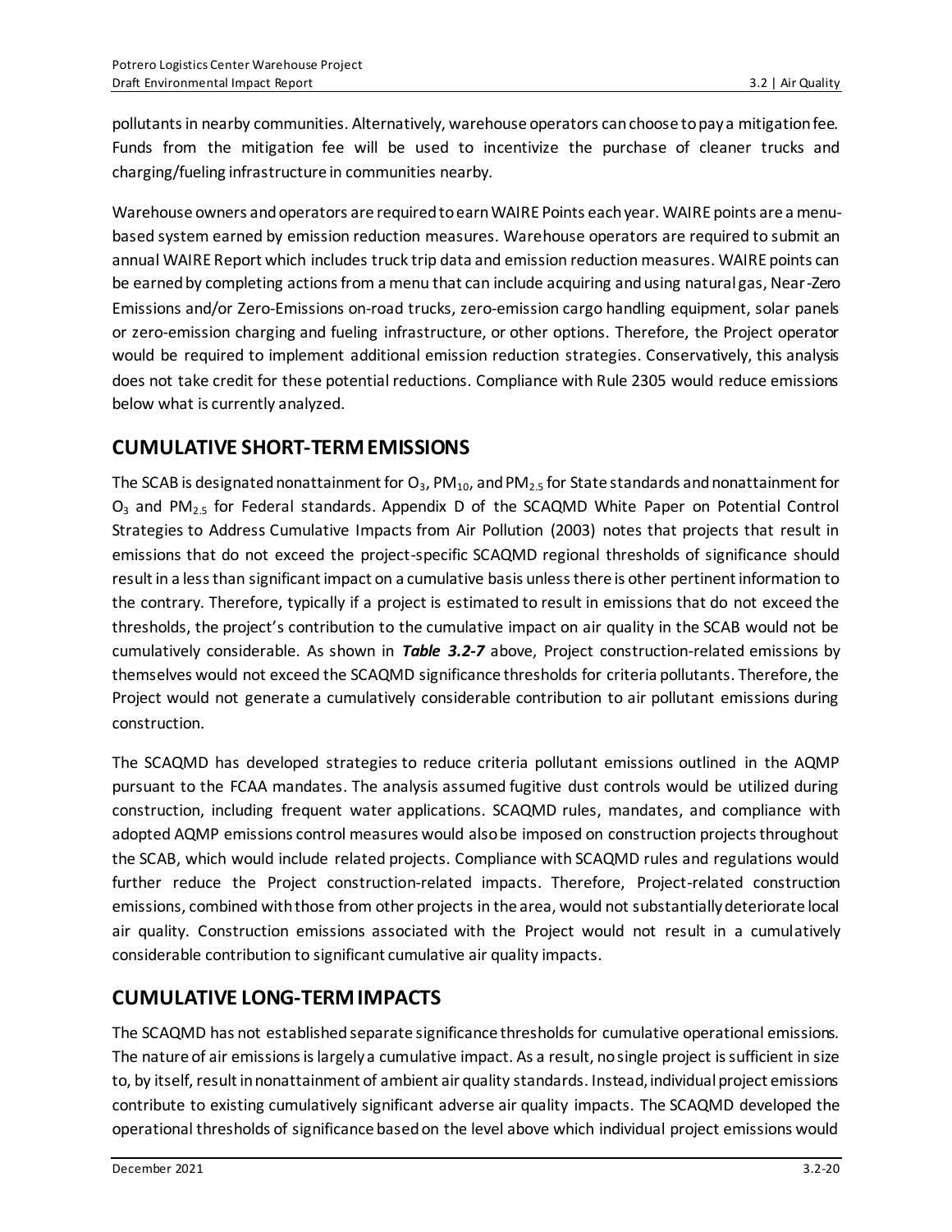pollutants in nearby communities. Alternatively, warehouse operators can choose to pay a mitigation fee. Funds from the mitigation fee will be used to incentivize the purchase of cleaner trucks and charging/fueling infrastructure in communities nearby.

Warehouse owners and operators are required to earn WAIRE Points each year. WAIRE points are a menu-based system earned by emission reduction measures. Warehouse operators are required to submit an annual WAIRE Report which includes truck trip data and emission reduction measures. WAIRE points can be earned by completing actions from a menu that can include acquiring and using natural gas, Near-Zero Emissions and/or Zero-Emissions on-road trucks, zero-emission cargo handling equipment, solar panels or zero-emission charging and fueling infrastructure, or other options. Therefore, the Project operator would be required to implement additional emission reduction strategies. Conservatively, this analysis does not take credit for these potential reductions. Compliance with Rule 2305 would reduce emissions below what is currently analyzed.

## CUMULATIVE SHORT-TERM EMISSIONS

The SCAB is designated nonattainment for $O_3$, $PM_{10}$, and $PM_{2.5}$ for State standards and nonattainment for $O_3$ and $PM_{2.5}$ for Federal standards. Appendix D of the SCAQMD White Paper on Potential Control Strategies to Address Cumulative Impacts from Air Pollution (2003) notes that projects that result in emissions that do not exceed the project-specific SCAQMD regional thresholds of significance should result in a less than significant impact on a cumulative basis unless there is other pertinent information to the contrary. Therefore, typically if a project is estimated to result in emissions that do not exceed the thresholds, the project's contribution to the cumulative impact on air quality in the SCAB would not be cumulatively considerable. As shown in ***Table 3.2-7*** above, Project construction-related emissions by themselves would not exceed the SCAQMD significance thresholds for criteria pollutants. Therefore, the Project would not generate a cumulatively considerable contribution to air pollutant emissions during construction.

The SCAQMD has developed strategies to reduce criteria pollutant emissions outlined in the AQMP pursuant to the FCAA mandates. The analysis assumed fugitive dust controls would be utilized during construction, including frequent water applications. SCAQMD rules, mandates, and compliance with adopted AQMP emissions control measures would also be imposed on construction projects throughout the SCAB, which would include related projects. Compliance with SCAQMD rules and regulations would further reduce the Project construction-related impacts. Therefore, Project-related construction emissions, combined with those from other projects in the area, would not substantially deteriorate local air quality. Construction emissions associated with the Project would not result in a cumulatively considerable contribution to significant cumulative air quality impacts.

## CUMULATIVE LONG-TERM IMPACTS

The SCAQMD has not established separate significance thresholds for cumulative operational emissions. The nature of air emissions is largely a cumulative impact. As a result, no single project is sufficient in size to, by itself, result in nonattainment of ambient air quality standards. Instead, individual project emissions contribute to existing cumulatively significant adverse air quality impacts. The SCAQMD developed the operational thresholds of significance based on the level above which individual project emissions would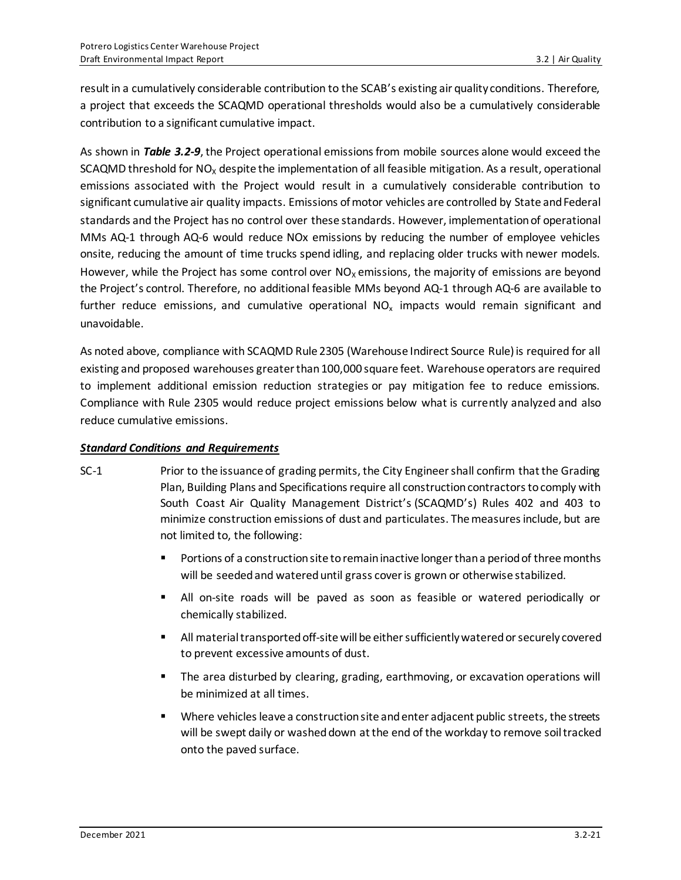result in a cumulatively considerable contribution to the SCAB's existing air quality conditions. Therefore, a project that exceeds the SCAQMD operational thresholds would also be a cumulatively considerable contribution to a significant cumulative impact.

As shown in ***Table 3.2-9***, the Project operational emissions from mobile sources alone would exceed the SCAQMD threshold for $NO_X$ despite the implementation of all feasible mitigation. As a result, operational emissions associated with the Project would result in a cumulatively considerable contribution to significant cumulative air quality impacts. Emissions of motor vehicles are controlled by State and Federal standards and the Project has no control over these standards. However, implementation of operational MMs AQ-1 through AQ-6 would reduce NOx emissions by reducing the number of employee vehicles onsite, reducing the amount of time trucks spend idling, and replacing older trucks with newer models. However, while the Project has some control over $NO_X$ emissions, the majority of emissions are beyond the Project's control. Therefore, no additional feasible MMs beyond AQ-1 through AQ-6 are available to further reduce emissions, and cumulative operational $NO_x$ impacts would remain significant and unavoidable.

As noted above, compliance with SCAQMD Rule 2305 (Warehouse Indirect Source Rule) is required for all existing and proposed warehouses greater than 100,000 square feet. Warehouse operators are required to implement additional emission reduction strategies or pay mitigation fee to reduce emissions. Compliance with Rule 2305 would reduce project emissions below what is currently analyzed and also reduce cumulative emissions.

***Standard Conditions and Requirements***

SC-1 Prior to the issuance of grading permits, the City Engineer shall confirm that the Grading Plan, Building Plans and Specifications require all construction contractors to comply with South Coast Air Quality Management District's (SCAQMD's) Rules 402 and 403 to minimize construction emissions of dust and particulates. The measures include, but are not limited to, the following:

- Portions of a construction site to remain inactive longer than a period of three months will be seeded and watered until grass cover is grown or otherwise stabilized.
- All on-site roads will be paved as soon as feasible or watered periodically or chemically stabilized.
- All material transported off-site will be either sufficiently watered or securely covered to prevent excessive amounts of dust.
- The area disturbed by clearing, grading, earthmoving, or excavation operations will be minimized at all times.
- Where vehicles leave a construction site and enter adjacent public streets, the streets will be swept daily or washed down at the end of the workday to remove soil tracked onto the paved surface.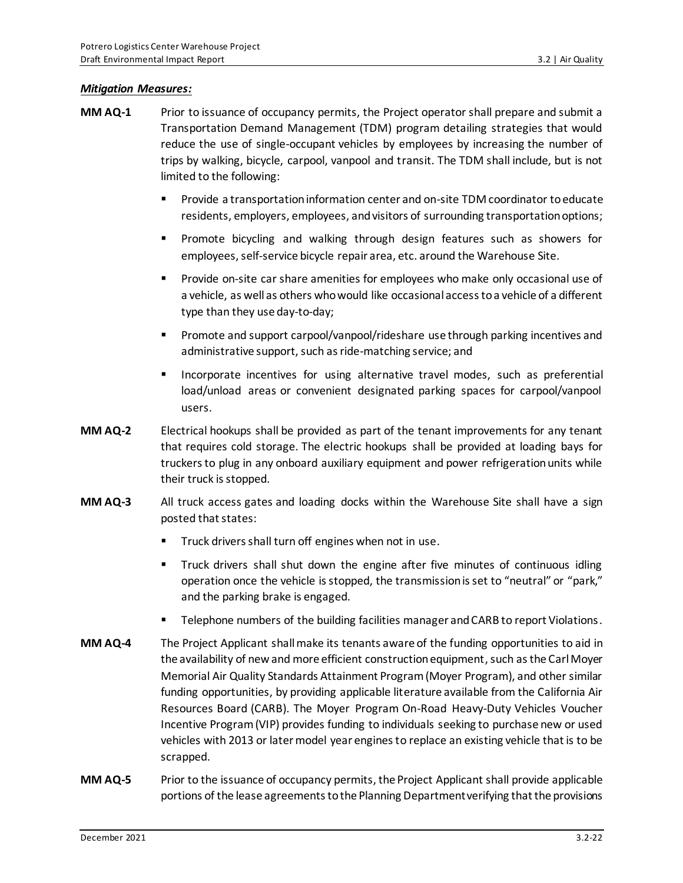***Mitigation Measures:***

**MM AQ-1** Prior to issuance of occupancy permits, the Project operator shall prepare and submit a Transportation Demand Management (TDM) program detailing strategies that would reduce the use of single-occupant vehicles by employees by increasing the number of trips by walking, bicycle, carpool, vanpool and transit. The TDM shall include, but is not limited to the following:

- Provide a transportation information center and on-site TDM coordinator to educate residents, employers, employees, and visitors of surrounding transportation options;
- Promote bicycling and walking through design features such as showers for employees, self-service bicycle repair area, etc. around the Warehouse Site.
- Provide on-site car share amenities for employees who make only occasional use of a vehicle, as well as others who would like occasional access to a vehicle of a different type than they use day-to-day;
- Promote and support carpool/vanpool/rideshare use through parking incentives and administrative support, such as ride-matching service; and
- Incorporate incentives for using alternative travel modes, such as preferential load/unload areas or convenient designated parking spaces for carpool/vanpool users.

**MM AQ-2** Electrical hookups shall be provided as part of the tenant improvements for any tenant that requires cold storage. The electric hookups shall be provided at loading bays for truckers to plug in any onboard auxiliary equipment and power refrigeration units while their truck is stopped.

**MM AQ-3** All truck access gates and loading docks within the Warehouse Site shall have a sign posted that states:

- Truck drivers shall turn off engines when not in use.
- Truck drivers shall shut down the engine after five minutes of continuous idling operation once the vehicle is stopped, the transmission is set to "neutral" or "park," and the parking brake is engaged.
- Telephone numbers of the building facilities manager and CARB to report Violations.

**MM AQ-4** The Project Applicant shall make its tenants aware of the funding opportunities to aid in the availability of new and more efficient construction equipment, such as the Carl Moyer Memorial Air Quality Standards Attainment Program (Moyer Program), and other similar funding opportunities, by providing applicable literature available from the California Air Resources Board (CARB). The Moyer Program On-Road Heavy-Duty Vehicles Voucher Incentive Program (VIP) provides funding to individuals seeking to purchase new or used vehicles with 2013 or later model year engines to replace an existing vehicle that is to be scrapped.

**MM AQ-5** Prior to the issuance of occupancy permits, the Project Applicant shall provide applicable portions of the lease agreements to the Planning Department verifying that the provisions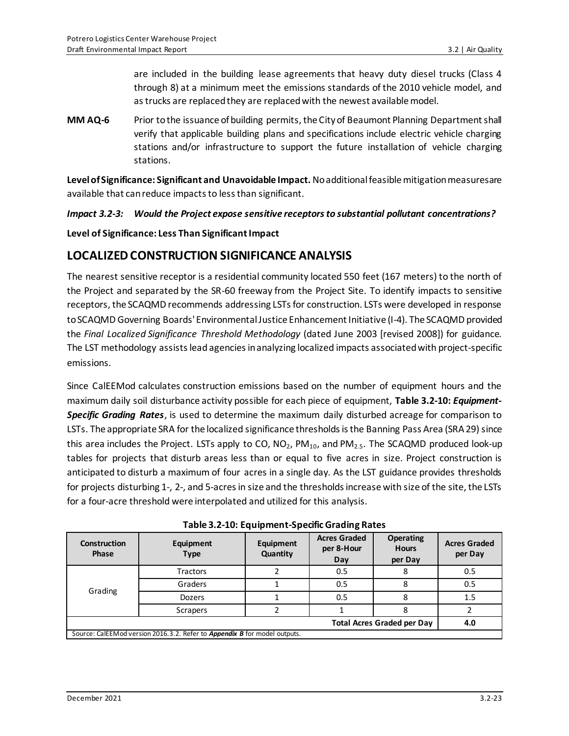are included in the building lease agreements that heavy duty diesel trucks (Class 4 through 8) at a minimum meet the emissions standards of the 2010 vehicle model, and as trucks are replaced they are replaced with the newest available model.

**MM AQ-6** Prior to the issuance of building permits, the City of Beaumont Planning Department shall verify that applicable building plans and specifications include electric vehicle charging stations and/or infrastructure to support the future installation of vehicle charging stations.

**Level of Significance: Significant and Unavoidable Impact.** No additional feasible mitigation measures are available that can reduce impacts to less than significant.

***Impact 3.2-3: Would the Project expose sensitive receptors to substantial pollutant concentrations?***

**Level of Significance: Less Than Significant Impact**

## LOCALIZED CONSTRUCTION SIGNIFICANCE ANALYSIS

The nearest sensitive receptor is a residential community located 550 feet (167 meters) to the north of the Project and separated by the SR-60 freeway from the Project Site. To identify impacts to sensitive receptors, the SCAQMD recommends addressing LSTs for construction. LSTs were developed in response to SCAQMD Governing Boards' Environmental Justice Enhancement Initiative (I-4). The SCAQMD provided the *Final Localized Significance Threshold Methodology* (dated June 2003 [revised 2008]) for guidance. The LST methodology assists lead agencies in analyzing localized impacts associated with project-specific emissions.

Since CalEEMod calculates construction emissions based on the number of equipment hours and the maximum daily soil disturbance activity possible for each piece of equipment, **Table 3.2-10: *Equipment-Specific Grading Rates***, is used to determine the maximum daily disturbed acreage for comparison to LSTs. The appropriate SRA for the localized significance thresholds is the Banning Pass Area (SRA 29) since this area includes the Project. LSTs apply to CO, $NO_2$, $PM_{10}$, and $PM_{2.5}$. The SCAQMD produced look-up tables for projects that disturb areas less than or equal to five acres in size. Project construction is anticipated to disturb a maximum of four acres in a single day. As the LST guidance provides thresholds for projects disturbing 1-, 2-, and 5-acres in size and the thresholds increase with size of the site, the LSTs for a four-acre threshold were interpolated and utilized for this analysis.

**Table 3.2-10: Equipment-Specific Grading Rates**

| Construction Phase | Equipment Type | Equipment Quantity | Acres Graded per 8-Hour Day | Operating Hours per Day | Acres Graded per Day |
|---|---|---|---|---|---|
| Grading | Tractors | 2 | 0.5 | 8 | 0.5 |
| | Graders | 1 | 0.5 | 8 | 0.5 |
| | Dozers | 1 | 0.5 | 8 | 1.5 |
| | Scrapers | 2 | 1 | 8 | 2 |
| **Total Acres Graded per Day** | | | | | **4.0** |

Source: CalEEMod version 2016.3.2. Refer to ***Appendix B*** for model outputs.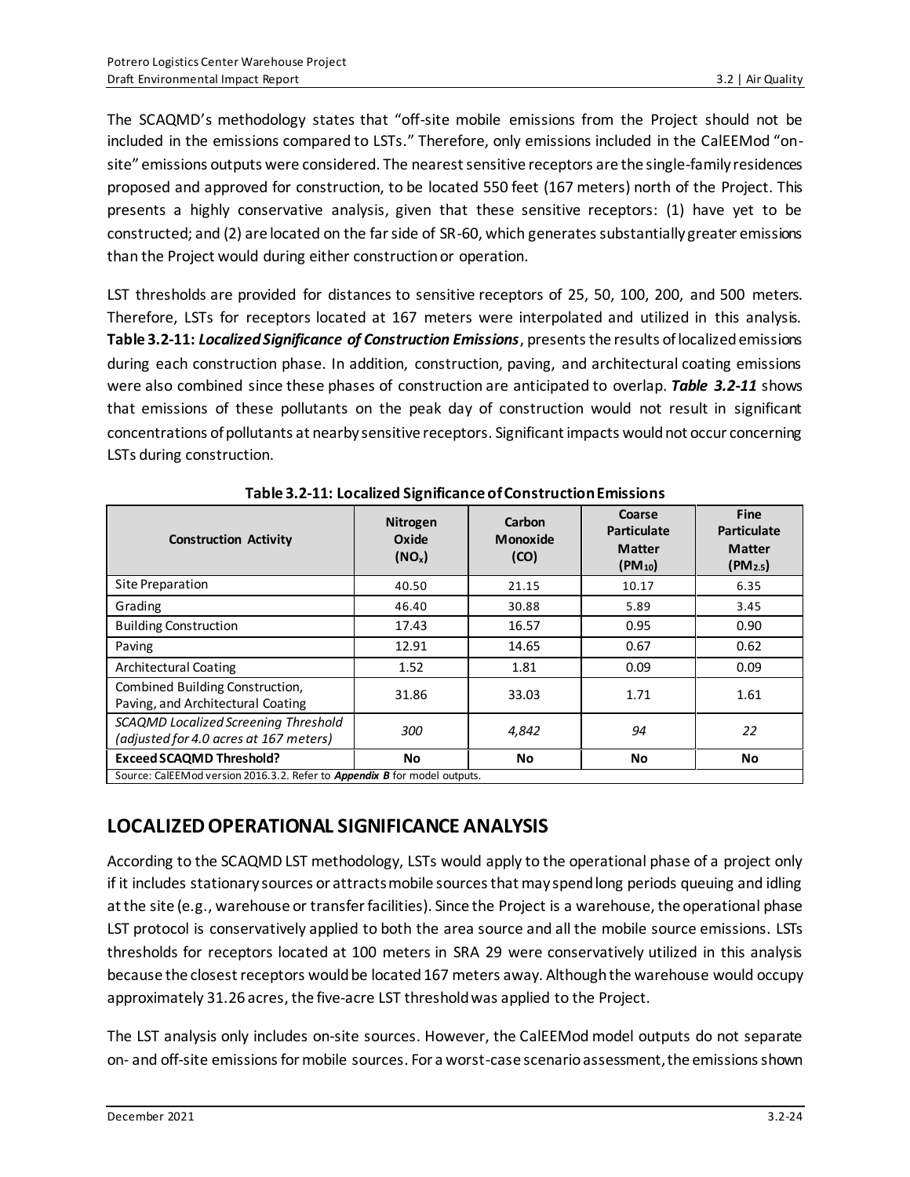The SCAQMD's methodology states that "off-site mobile emissions from the Project should not be included in the emissions compared to LSTs." Therefore, only emissions included in the CalEEMod "on-site" emissions outputs were considered. The nearest sensitive receptors are the single-family residences proposed and approved for construction, to be located 550 feet (167 meters) north of the Project. This presents a highly conservative analysis, given that these sensitive receptors: (1) have yet to be constructed; and (2) are located on the far side of SR-60, which generates substantially greater emissions than the Project would during either construction or operation.

LST thresholds are provided for distances to sensitive receptors of 25, 50, 100, 200, and 500 meters. Therefore, LSTs for receptors located at 167 meters were interpolated and utilized in this analysis. **Table 3.2-11: *Localized Significance of Construction Emissions***, presents the results of localized emissions during each construction phase. In addition, construction, paving, and architectural coating emissions were also combined since these phases of construction are anticipated to overlap. ***Table 3.2-11*** shows that emissions of these pollutants on the peak day of construction would not result in significant concentrations of pollutants at nearby sensitive receptors. Significant impacts would not occur concerning LSTs during construction.

**Table 3.2-11: Localized Significance of Construction Emissions**

| Construction Activity | Nitrogen Oxide ($NO_x$) | Carbon Monoxide (CO) | Coarse Particulate Matter ($PM_{10}$) | Fine Particulate Matter ($PM_{2.5}$) |
|---|---|---|---|---|
| Site Preparation | 40.50 | 21.15 | 10.17 | 6.35 |
| Grading | 46.40 | 30.88 | 5.89 | 3.45 |
| Building Construction | 17.43 | 16.57 | 0.95 | 0.90 |
| Paving | 12.91 | 14.65 | 0.67 | 0.62 |
| Architectural Coating | 1.52 | 1.81 | 0.09 | 0.09 |
| Combined Building Construction, Paving, and Architectural Coating | 31.86 | 33.03 | 1.71 | 1.61 |
| *SCAQMD Localized Screening Threshold (adjusted for 4.0 acres at 167 meters)* | *300* | *4,842* | *94* | *22* |
| **Exceed SCAQMD Threshold?** | **No** | **No** | **No** | **No** |

Source: CalEEMod version 2016.3.2. Refer to ***Appendix B*** for model outputs.

## LOCALIZED OPERATIONAL SIGNIFICANCE ANALYSIS

According to the SCAQMD LST methodology, LSTs would apply to the operational phase of a project only if it includes stationary sources or attracts mobile sources that may spend long periods queuing and idling at the site (e.g., warehouse or transfer facilities). Since the Project is a warehouse, the operational phase LST protocol is conservatively applied to both the area source and all the mobile source emissions. LSTs thresholds for receptors located at 100 meters in SRA 29 were conservatively utilized in this analysis because the closest receptors would be located 167 meters away. Although the warehouse would occupy approximately 31.26 acres, the five-acre LST threshold was applied to the Project.

The LST analysis only includes on-site sources. However, the CalEEMod model outputs do not separate on- and off-site emissions for mobile sources. For a worst-case scenario assessment, the emissions shown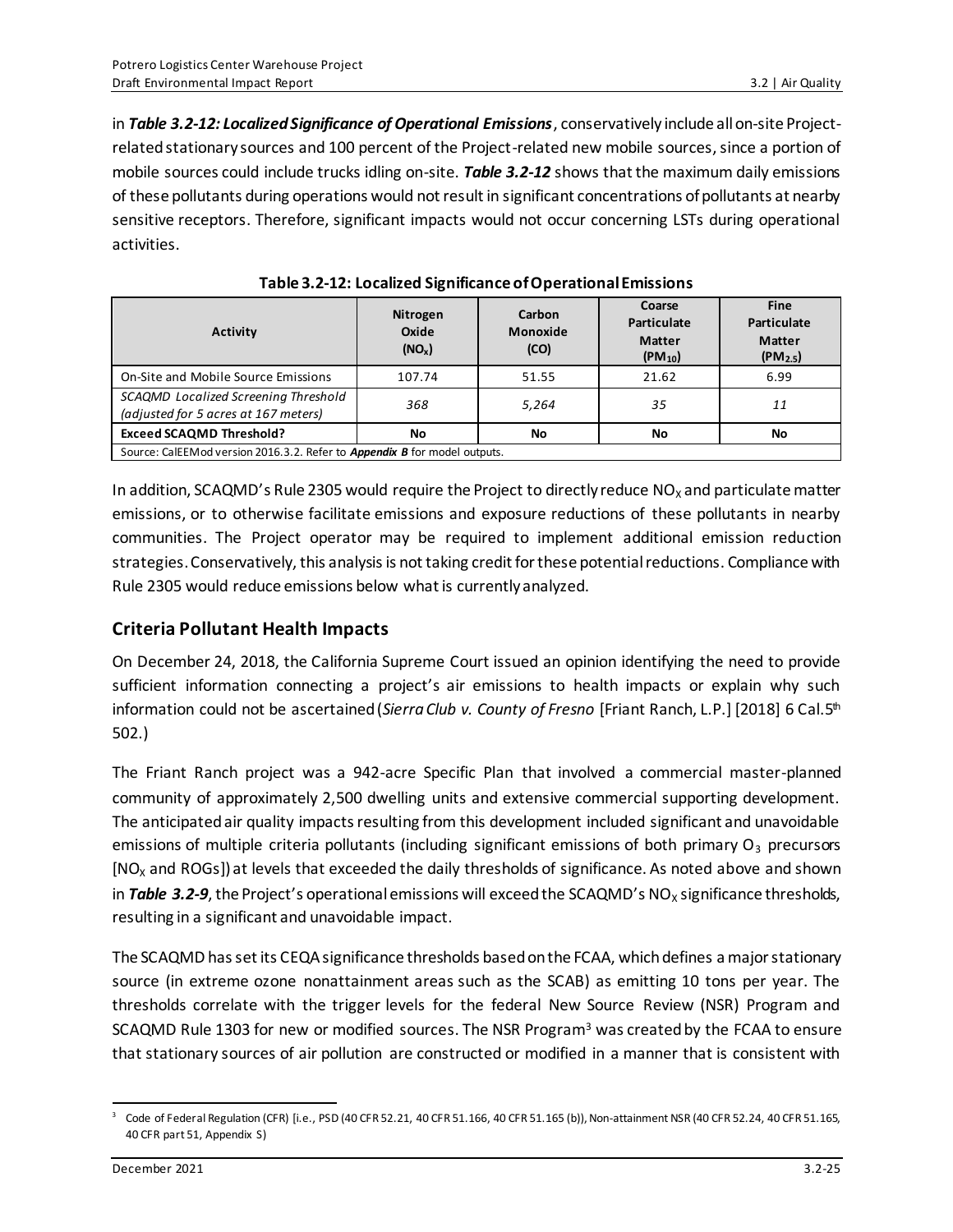in ***Table 3.2-12: Localized Significance of Operational Emissions***, conservatively include all on-site Project-related stationary sources and 100 percent of the Project-related new mobile sources, since a portion of mobile sources could include trucks idling on-site. ***Table 3.2-12*** shows that the maximum daily emissions of these pollutants during operations would not result in significant concentrations of pollutants at nearby sensitive receptors. Therefore, significant impacts would not occur concerning LSTs during operational activities.

**Table 3.2-12: Localized Significance of Operational Emissions**

| Activity | Nitrogen Oxide ($NO_X$) | Carbon Monoxide (CO) | Coarse Particulate Matter ($PM_{10}$) | Fine Particulate Matter ($PM_{2.5}$) |
|---|---|---|---|---|
| On-Site and Mobile Source Emissions | 107.74 | 51.55 | 21.62 | 6.99 |
| *SCAQMD Localized Screening Threshold (adjusted for 5 acres at 167 meters)* | *368* | *5,264* | *35* | *11* |
| **Exceed SCAQMD Threshold?** | **No** | **No** | **No** | **No** |
| Source: CalEEMod version 2016.3.2. Refer to ***Appendix B*** for model outputs. | | | | |

In addition, SCAQMD's Rule 2305 would require the Project to directly reduce $NO_X$ and particulate matter emissions, or to otherwise facilitate emissions and exposure reductions of these pollutants in nearby communities. The Project operator may be required to implement additional emission reduction strategies. Conservatively, this analysis is not taking credit for these potential reductions. Compliance with Rule 2305 would reduce emissions below what is currently analyzed.

## Criteria Pollutant Health Impacts

On December 24, 2018, the California Supreme Court issued an opinion identifying the need to provide sufficient information connecting a project's air emissions to health impacts or explain why such information could not be ascertained (*Sierra Club v. County of Fresno* [Friant Ranch, L.P.] [2018] 6 Cal.5th 502.)

The Friant Ranch project was a 942-acre Specific Plan that involved a commercial master-planned community of approximately 2,500 dwelling units and extensive commercial supporting development. The anticipated air quality impacts resulting from this development included significant and unavoidable emissions of multiple criteria pollutants (including significant emissions of both primary $O_3$ precursors [$NO_X$ and ROGs]) at levels that exceeded the daily thresholds of significance. As noted above and shown in ***Table 3.2-9***, the Project's operational emissions will exceed the SCAQMD's $NO_X$ significance thresholds, resulting in a significant and unavoidable impact.

The SCAQMD has set its CEQA significance thresholds based on the FCAA, which defines a major stationary source (in extreme ozone nonattainment areas such as the SCAB) as emitting 10 tons per year. The thresholds correlate with the trigger levels for the federal New Source Review (NSR) Program and SCAQMD Rule 1303 for new or modified sources. The NSR Program[3] was created by the FCAA to ensure that stationary sources of air pollution are constructed or modified in a manner that is consistent with

[3] Code of Federal Regulation (CFR) [i.e., PSD (40 CFR 52.21, 40 CFR 51.166, 40 CFR 51.165 (b)), Non-attainment NSR (40 CFR 52.24, 40 CFR 51.165, 40 CFR part 51, Appendix S)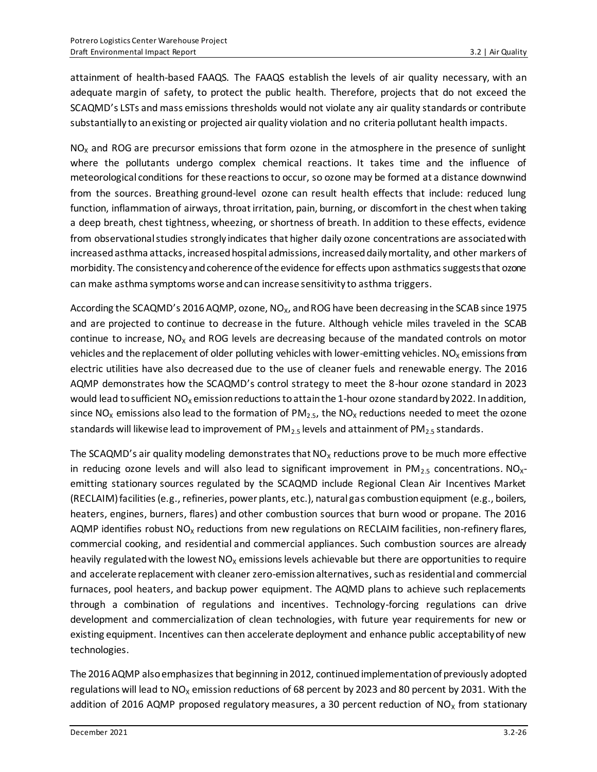attainment of health-based FAAQS. The FAAQS establish the levels of air quality necessary, with an adequate margin of safety, to protect the public health. Therefore, projects that do not exceed the SCAQMD's LSTs and mass emissions thresholds would not violate any air quality standards or contribute substantially to an existing or projected air quality violation and no criteria pollutant health impacts.

$NO_X$ and ROG are precursor emissions that form ozone in the atmosphere in the presence of sunlight where the pollutants undergo complex chemical reactions. It takes time and the influence of meteorological conditions for these reactions to occur, so ozone may be formed at a distance downwind from the sources. Breathing ground-level ozone can result health effects that include: reduced lung function, inflammation of airways, throat irritation, pain, burning, or discomfort in the chest when taking a deep breath, chest tightness, wheezing, or shortness of breath. In addition to these effects, evidence from observational studies strongly indicates that higher daily ozone concentrations are associated with increased asthma attacks, increased hospital admissions, increased daily mortality, and other markers of morbidity. The consistency and coherence of the evidence for effects upon asthmatics suggests that ozone can make asthma symptoms worse and can increase sensitivity to asthma triggers.

According the SCAQMD's 2016 AQMP, ozone, $NO_X$, and ROG have been decreasing in the SCAB since 1975 and are projected to continue to decrease in the future. Although vehicle miles traveled in the SCAB continue to increase, $NO_X$ and ROG levels are decreasing because of the mandated controls on motor vehicles and the replacement of older polluting vehicles with lower-emitting vehicles. $NO_X$ emissions from electric utilities have also decreased due to the use of cleaner fuels and renewable energy. The 2016 AQMP demonstrates how the SCAQMD's control strategy to meet the 8-hour ozone standard in 2023 would lead to sufficient $NO_X$ emission reductions to attain the 1-hour ozone standard by 2022. In addition, since $NO_X$ emissions also lead to the formation of $PM_{2.5}$, the $NO_X$ reductions needed to meet the ozone standards will likewise lead to improvement of $PM_{2.5}$ levels and attainment of $PM_{2.5}$ standards.

The SCAQMD's air quality modeling demonstrates that $NO_X$ reductions prove to be much more effective in reducing ozone levels and will also lead to significant improvement in $PM_{2.5}$ concentrations. $NO_X$-emitting stationary sources regulated by the SCAQMD include Regional Clean Air Incentives Market (RECLAIM) facilities (e.g., refineries, power plants, etc.), natural gas combustion equipment (e.g., boilers, heaters, engines, burners, flares) and other combustion sources that burn wood or propane. The 2016 AQMP identifies robust $NO_X$ reductions from new regulations on RECLAIM facilities, non-refinery flares, commercial cooking, and residential and commercial appliances. Such combustion sources are already heavily regulated with the lowest $NO_X$ emissions levels achievable but there are opportunities to require and accelerate replacement with cleaner zero-emission alternatives, such as residential and commercial furnaces, pool heaters, and backup power equipment. The AQMD plans to achieve such replacements through a combination of regulations and incentives. Technology-forcing regulations can drive development and commercialization of clean technologies, with future year requirements for new or existing equipment. Incentives can then accelerate deployment and enhance public acceptability of new technologies.

The 2016 AQMP also emphasizes that beginning in 2012, continued implementation of previously adopted regulations will lead to $NO_X$ emission reductions of 68 percent by 2023 and 80 percent by 2031. With the addition of 2016 AQMP proposed regulatory measures, a 30 percent reduction of $NO_X$ from stationary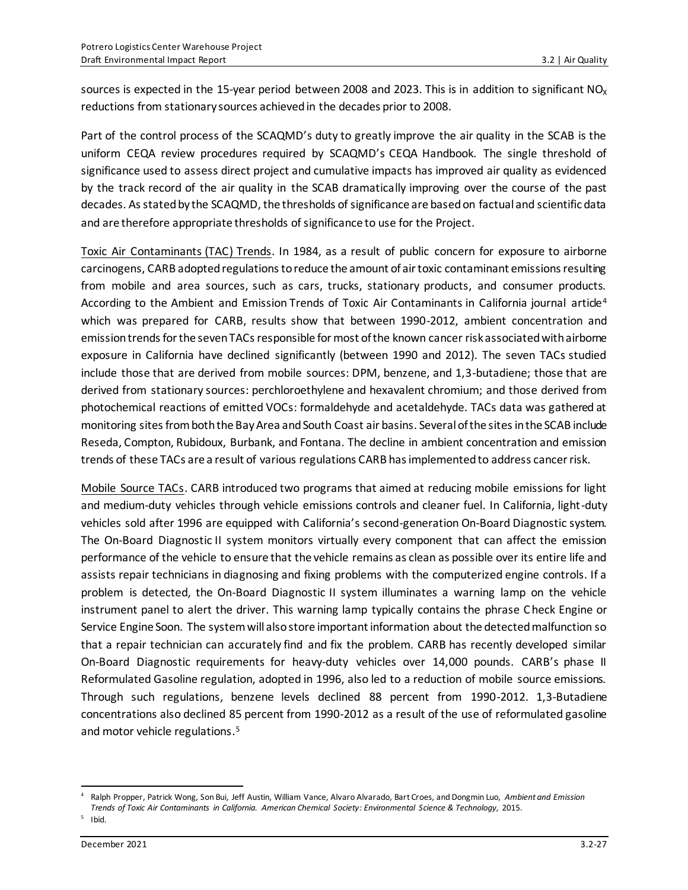sources is expected in the 15-year period between 2008 and 2023. This is in addition to significant $NO_X$ reductions from stationary sources achieved in the decades prior to 2008.

Part of the control process of the SCAQMD's duty to greatly improve the air quality in the SCAB is the uniform CEQA review procedures required by SCAQMD's CEQA Handbook. The single threshold of significance used to assess direct project and cumulative impacts has improved air quality as evidenced by the track record of the air quality in the SCAB dramatically improving over the course of the past decades. As stated by the SCAQMD, the thresholds of significance are based on factual and scientific data and are therefore appropriate thresholds of significance to use for the Project.

Toxic Air Contaminants (TAC) Trends. In 1984, as a result of public concern for exposure to airborne carcinogens, CARB adopted regulations to reduce the amount of air toxic contaminant emissions resulting from mobile and area sources, such as cars, trucks, stationary products, and consumer products. According to the Ambient and Emission Trends of Toxic Air Contaminants in California journal article[4] which was prepared for CARB, results show that between 1990-2012, ambient concentration and emission trends for the seven TACs responsible for most of the known cancer risk associated with airborne exposure in California have declined significantly (between 1990 and 2012). The seven TACs studied include those that are derived from mobile sources: DPM, benzene, and 1,3-butadiene; those that are derived from stationary sources: perchloroethylene and hexavalent chromium; and those derived from photochemical reactions of emitted VOCs: formaldehyde and acetaldehyde. TACs data was gathered at monitoring sites from both the Bay Area and South Coast air basins. Several of the sites in the SCAB include Reseda, Compton, Rubidoux, Burbank, and Fontana. The decline in ambient concentration and emission trends of these TACs are a result of various regulations CARB has implemented to address cancer risk.

Mobile Source TACs. CARB introduced two programs that aimed at reducing mobile emissions for light and medium-duty vehicles through vehicle emissions controls and cleaner fuel. In California, light-duty vehicles sold after 1996 are equipped with California's second-generation On-Board Diagnostic system. The On-Board Diagnostic II system monitors virtually every component that can affect the emission performance of the vehicle to ensure that the vehicle remains as clean as possible over its entire life and assists repair technicians in diagnosing and fixing problems with the computerized engine controls. If a problem is detected, the On-Board Diagnostic II system illuminates a warning lamp on the vehicle instrument panel to alert the driver. This warning lamp typically contains the phrase Check Engine or Service Engine Soon. The system will also store important information about the detected malfunction so that a repair technician can accurately find and fix the problem. CARB has recently developed similar On-Board Diagnostic requirements for heavy-duty vehicles over 14,000 pounds. CARB's phase II Reformulated Gasoline regulation, adopted in 1996, also led to a reduction of mobile source emissions. Through such regulations, benzene levels declined 88 percent from 1990-2012. 1,3-Butadiene concentrations also declined 85 percent from 1990-2012 as a result of the use of reformulated gasoline and motor vehicle regulations.[5]

---

[4] Ralph Propper, Patrick Wong, Son Bui, Jeff Austin, William Vance, Alvaro Alvarado, Bart Croes, and Dongmin Luo, *Ambient and Emission Trends of Toxic Air Contaminants in California. American Chemical Society: Environmental Science & Technology,* 2015.

[5] Ibid.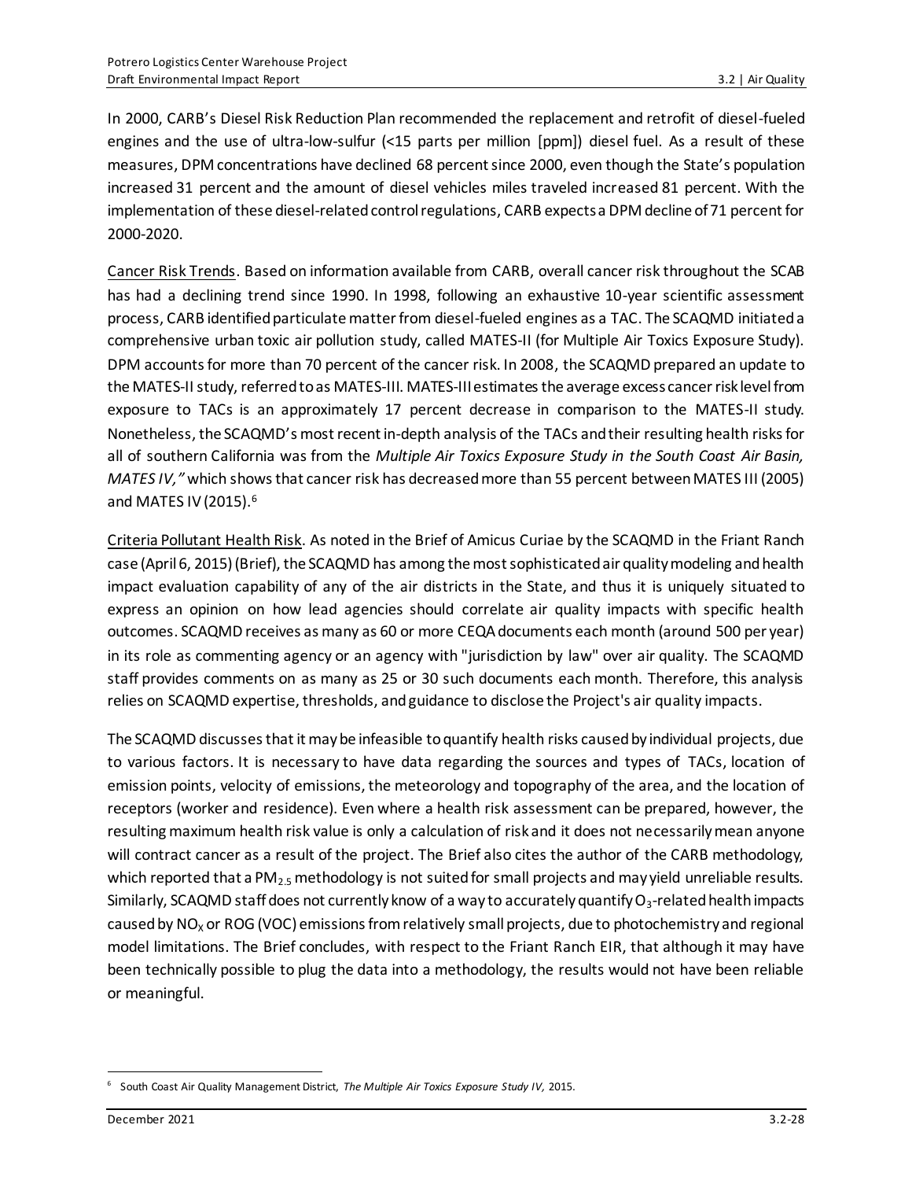In 2000, CARB's Diesel Risk Reduction Plan recommended the replacement and retrofit of diesel-fueled engines and the use of ultra-low-sulfur (<15 parts per million [ppm]) diesel fuel. As a result of these measures, DPM concentrations have declined 68 percent since 2000, even though the State's population increased 31 percent and the amount of diesel vehicles miles traveled increased 81 percent. With the implementation of these diesel-related control regulations, CARB expects a DPM decline of 71 percent for 2000-2020.

Cancer Risk Trends. Based on information available from CARB, overall cancer risk throughout the SCAB has had a declining trend since 1990. In 1998, following an exhaustive 10-year scientific assessment process, CARB identified particulate matter from diesel-fueled engines as a TAC. The SCAQMD initiated a comprehensive urban toxic air pollution study, called MATES-II (for Multiple Air Toxics Exposure Study). DPM accounts for more than 70 percent of the cancer risk. In 2008, the SCAQMD prepared an update to the MATES-II study, referred to as MATES-III. MATES-III estimates the average excess cancer risk level from exposure to TACs is an approximately 17 percent decrease in comparison to the MATES-II study. Nonetheless, the SCAQMD's most recent in-depth analysis of the TACs and their resulting health risks for all of southern California was from the *Multiple Air Toxics Exposure Study in the South Coast Air Basin, MATES IV,"* which shows that cancer risk has decreased more than 55 percent between MATES III (2005) and MATES IV (2015).[6]

Criteria Pollutant Health Risk. As noted in the Brief of Amicus Curiae by the SCAQMD in the Friant Ranch case (April 6, 2015) (Brief), the SCAQMD has among the most sophisticated air quality modeling and health impact evaluation capability of any of the air districts in the State, and thus it is uniquely situated to express an opinion on how lead agencies should correlate air quality impacts with specific health outcomes. SCAQMD receives as many as 60 or more CEQA documents each month (around 500 per year) in its role as commenting agency or an agency with "jurisdiction by law" over air quality. The SCAQMD staff provides comments on as many as 25 or 30 such documents each month. Therefore, this analysis relies on SCAQMD expertise, thresholds, and guidance to disclose the Project's air quality impacts.

The SCAQMD discusses that it may be infeasible to quantify health risks caused by individual projects, due to various factors. It is necessary to have data regarding the sources and types of TACs, location of emission points, velocity of emissions, the meteorology and topography of the area, and the location of receptors (worker and residence). Even where a health risk assessment can be prepared, however, the resulting maximum health risk value is only a calculation of risk and it does not necessarily mean anyone will contract cancer as a result of the project. The Brief also cites the author of the CARB methodology, which reported that a $PM_{2.5}$ methodology is not suited for small projects and may yield unreliable results. Similarly, SCAQMD staff does not currently know of a way to accurately quantify $O_3$-related health impacts caused by $NO_X$ or ROG (VOC) emissions from relatively small projects, due to photochemistry and regional model limitations. The Brief concludes, with respect to the Friant Ranch EIR, that although it may have been technically possible to plug the data into a methodology, the results would not have been reliable or meaningful.

[6] South Coast Air Quality Management District, *The Multiple Air Toxics Exposure Study IV,* 2015.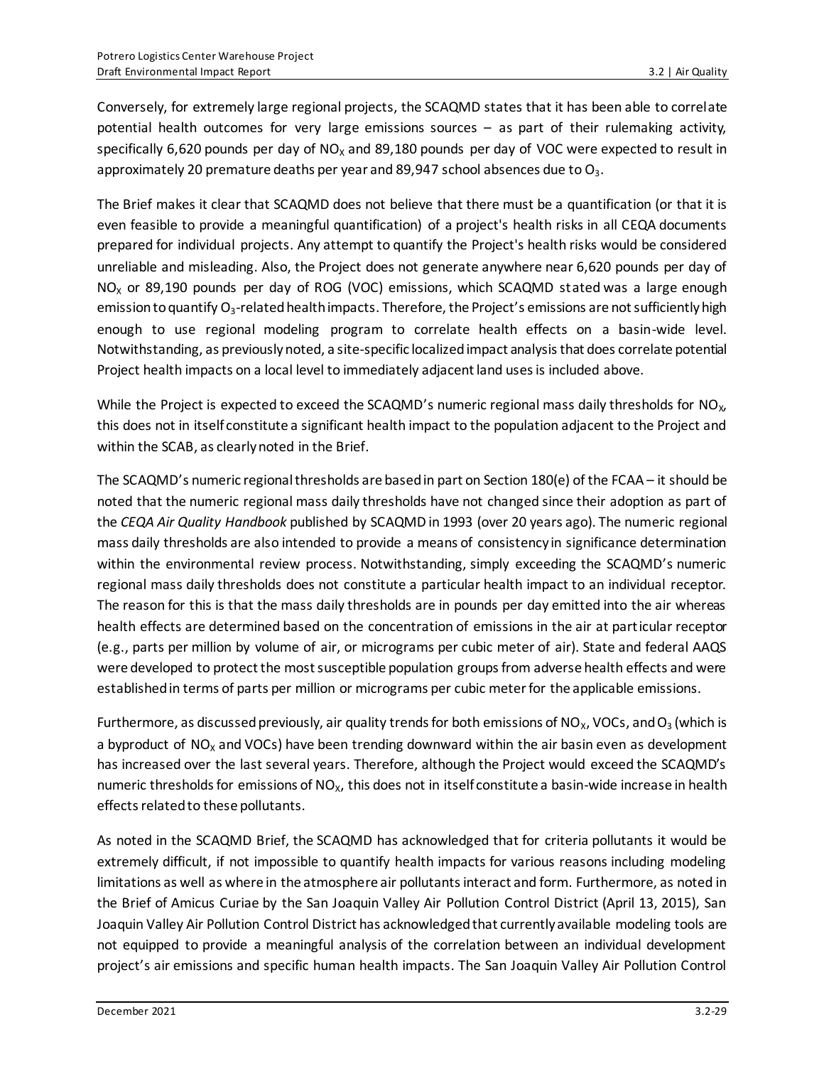Conversely, for extremely large regional projects, the SCAQMD states that it has been able to correlate potential health outcomes for very large emissions sources – as part of their rulemaking activity, specifically 6,620 pounds per day of $NO_X$ and 89,180 pounds per day of VOC were expected to result in approximately 20 premature deaths per year and 89,947 school absences due to $O_3$.

The Brief makes it clear that SCAQMD does not believe that there must be a quantification (or that it is even feasible to provide a meaningful quantification) of a project's health risks in all CEQA documents prepared for individual projects. Any attempt to quantify the Project's health risks would be considered unreliable and misleading. Also, the Project does not generate anywhere near 6,620 pounds per day of $NO_X$ or 89,190 pounds per day of ROG (VOC) emissions, which SCAQMD stated was a large enough emission to quantify $O_3$-related health impacts. Therefore, the Project's emissions are not sufficiently high enough to use regional modeling program to correlate health effects on a basin-wide level. Notwithstanding, as previously noted, a site-specific localized impact analysis that does correlate potential Project health impacts on a local level to immediately adjacent land uses is included above.

While the Project is expected to exceed the SCAQMD's numeric regional mass daily thresholds for $NO_X$, this does not in itself constitute a significant health impact to the population adjacent to the Project and within the SCAB, as clearly noted in the Brief.

The SCAQMD's numeric regional thresholds are based in part on Section 180(e) of the FCAA – it should be noted that the numeric regional mass daily thresholds have not changed since their adoption as part of the *CEQA Air Quality Handbook* published by SCAQMD in 1993 (over 20 years ago). The numeric regional mass daily thresholds are also intended to provide a means of consistency in significance determination within the environmental review process. Notwithstanding, simply exceeding the SCAQMD's numeric regional mass daily thresholds does not constitute a particular health impact to an individual receptor. The reason for this is that the mass daily thresholds are in pounds per day emitted into the air whereas health effects are determined based on the concentration of emissions in the air at particular receptor (e.g., parts per million by volume of air, or micrograms per cubic meter of air). State and federal AAQS were developed to protect the most susceptible population groups from adverse health effects and were established in terms of parts per million or micrograms per cubic meter for the applicable emissions.

Furthermore, as discussed previously, air quality trends for both emissions of $NO_X$, VOCs, and $O_3$ (which is a byproduct of $NO_X$ and VOCs) have been trending downward within the air basin even as development has increased over the last several years. Therefore, although the Project would exceed the SCAQMD's numeric thresholds for emissions of $NO_X$, this does not in itself constitute a basin-wide increase in health effects related to these pollutants.

As noted in the SCAQMD Brief, the SCAQMD has acknowledged that for criteria pollutants it would be extremely difficult, if not impossible to quantify health impacts for various reasons including modeling limitations as well as where in the atmosphere air pollutants interact and form. Furthermore, as noted in the Brief of Amicus Curiae by the San Joaquin Valley Air Pollution Control District (April 13, 2015), San Joaquin Valley Air Pollution Control District has acknowledged that currently available modeling tools are not equipped to provide a meaningful analysis of the correlation between an individual development project's air emissions and specific human health impacts. The San Joaquin Valley Air Pollution Control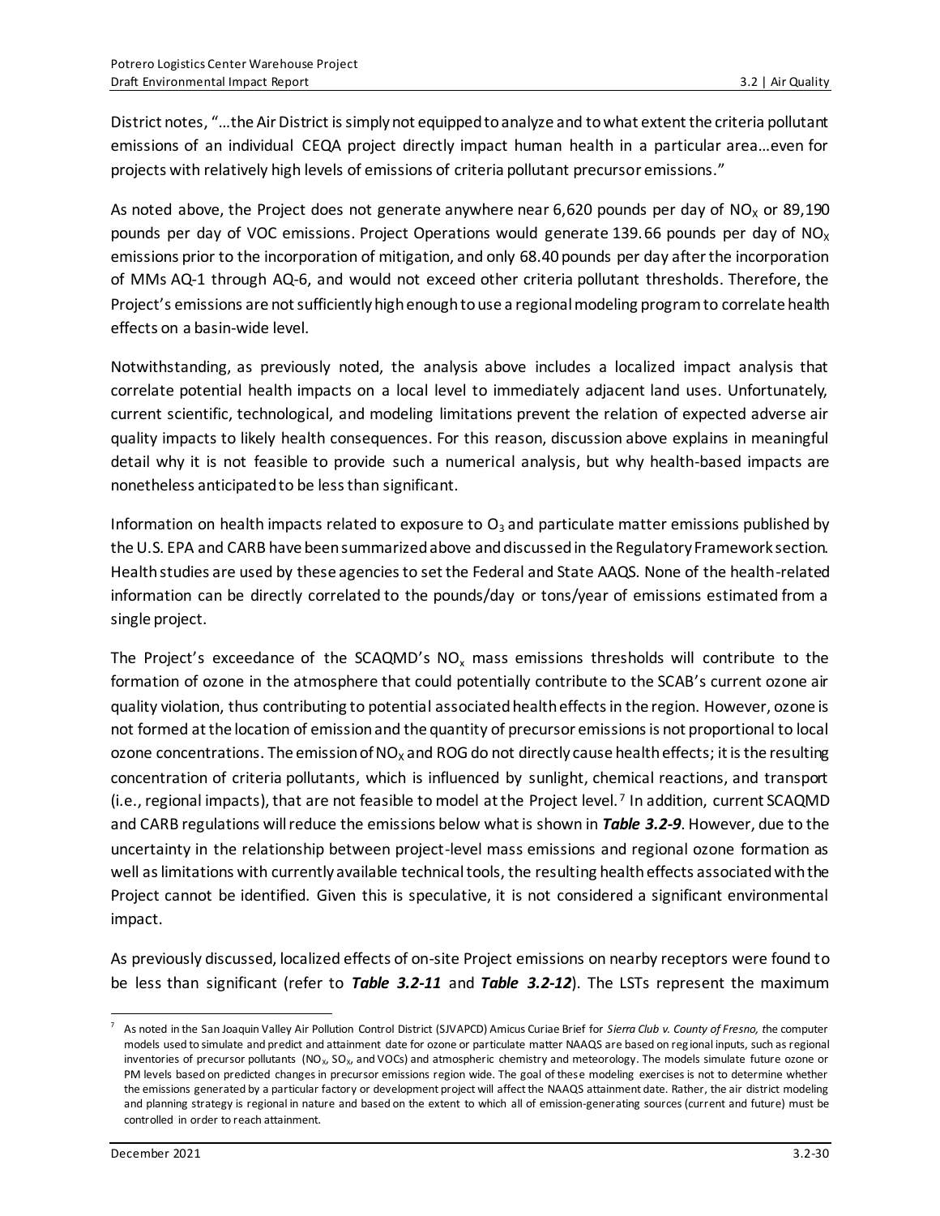District notes, "…the Air District is simply not equipped to analyze and to what extent the criteria pollutant emissions of an individual CEQA project directly impact human health in a particular area…even for projects with relatively high levels of emissions of criteria pollutant precursor emissions."

As noted above, the Project does not generate anywhere near 6,620 pounds per day of $NO_X$ or 89,190 pounds per day of VOC emissions. Project Operations would generate 139.66 pounds per day of $NO_X$ emissions prior to the incorporation of mitigation, and only 68.40 pounds per day after the incorporation of MMs AQ-1 through AQ-6, and would not exceed other criteria pollutant thresholds. Therefore, the Project's emissions are not sufficiently high enough to use a regional modeling program to correlate health effects on a basin-wide level.

Notwithstanding, as previously noted, the analysis above includes a localized impact analysis that correlate potential health impacts on a local level to immediately adjacent land uses. Unfortunately, current scientific, technological, and modeling limitations prevent the relation of expected adverse air quality impacts to likely health consequences. For this reason, discussion above explains in meaningful detail why it is not feasible to provide such a numerical analysis, but why health-based impacts are nonetheless anticipated to be less than significant.

Information on health impacts related to exposure to $O_3$ and particulate matter emissions published by the U.S. EPA and CARB have been summarized above and discussed in the Regulatory Framework section. Health studies are used by these agencies to set the Federal and State AAQS. None of the health-related information can be directly correlated to the pounds/day or tons/year of emissions estimated from a single project.

The Project's exceedance of the SCAQMD's $NO_x$ mass emissions thresholds will contribute to the formation of ozone in the atmosphere that could potentially contribute to the SCAB's current ozone air quality violation, thus contributing to potential associated health effects in the region. However, ozone is not formed at the location of emission and the quantity of precursor emissions is not proportional to local ozone concentrations. The emission of $NO_X$ and ROG do not directly cause health effects; it is the resulting concentration of criteria pollutants, which is influenced by sunlight, chemical reactions, and transport (i.e., regional impacts), that are not feasible to model at the Project level.[7] In addition, current SCAQMD and CARB regulations will reduce the emissions below what is shown in ***Table 3.2-9***. However, due to the uncertainty in the relationship between project-level mass emissions and regional ozone formation as well as limitations with currently available technical tools, the resulting health effects associated with the Project cannot be identified. Given this is speculative, it is not considered a significant environmental impact.

As previously discussed, localized effects of on-site Project emissions on nearby receptors were found to be less than significant (refer to ***Table 3.2-11*** and ***Table 3.2-12***). The LSTs represent the maximum

[7] As noted in the San Joaquin Valley Air Pollution Control District (SJVAPCD) Amicus Curiae Brief for *Sierra Club v. County of Fresno, t*he computer models used to simulate and predict and attainment date for ozone or particulate matter NAAQS are based on regional inputs, such as regional inventories of precursor pollutants ($NO_X$, $SO_X$, and VOCs) and atmospheric chemistry and meteorology. The models simulate future ozone or PM levels based on predicted changes in precursor emissions region wide. The goal of these modeling exercises is not to determine whether the emissions generated by a particular factory or development project will affect the NAAQS attainment date. Rather, the air district modeling and planning strategy is regional in nature and based on the extent to which all of emission-generating sources (current and future) must be controlled in order to reach attainment.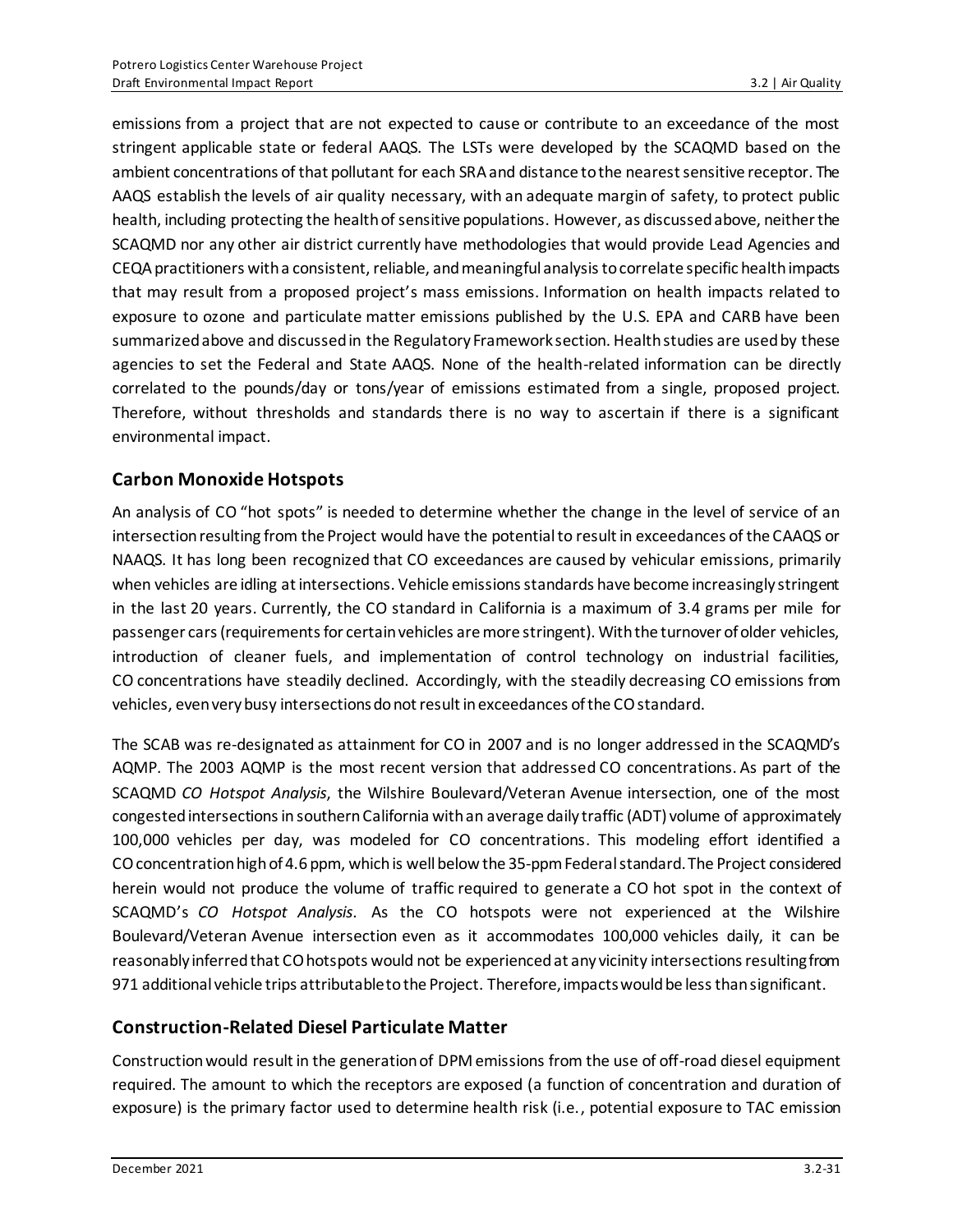emissions from a project that are not expected to cause or contribute to an exceedance of the most stringent applicable state or federal AAQS. The LSTs were developed by the SCAQMD based on the ambient concentrations of that pollutant for each SRA and distance to the nearest sensitive receptor. The AAQS establish the levels of air quality necessary, with an adequate margin of safety, to protect public health, including protecting the health of sensitive populations. However, as discussed above, neither the SCAQMD nor any other air district currently have methodologies that would provide Lead Agencies and CEQA practitioners with a consistent, reliable, and meaningful analysis to correlate specific health impacts that may result from a proposed project's mass emissions. Information on health impacts related to exposure to ozone and particulate matter emissions published by the U.S. EPA and CARB have been summarized above and discussed in the Regulatory Framework section. Health studies are used by these agencies to set the Federal and State AAQS. None of the health-related information can be directly correlated to the pounds/day or tons/year of emissions estimated from a single, proposed project. Therefore, without thresholds and standards there is no way to ascertain if there is a significant environmental impact.

## Carbon Monoxide Hotspots

An analysis of CO "hot spots" is needed to determine whether the change in the level of service of an intersection resulting from the Project would have the potential to result in exceedances of the CAAQS or NAAQS. It has long been recognized that CO exceedances are caused by vehicular emissions, primarily when vehicles are idling at intersections. Vehicle emissions standards have become increasingly stringent in the last 20 years. Currently, the CO standard in California is a maximum of 3.4 grams per mile for passenger cars (requirements for certain vehicles are more stringent). With the turnover of older vehicles, introduction of cleaner fuels, and implementation of control technology on industrial facilities, CO concentrations have steadily declined. Accordingly, with the steadily decreasing CO emissions from vehicles, even very busy intersections do not result in exceedances of the CO standard.

The SCAB was re-designated as attainment for CO in 2007 and is no longer addressed in the SCAQMD's AQMP. The 2003 AQMP is the most recent version that addressed CO concentrations. As part of the SCAQMD *CO Hotspot Analysis*, the Wilshire Boulevard/Veteran Avenue intersection, one of the most congested intersections in southern California with an average daily traffic (ADT) volume of approximately 100,000 vehicles per day, was modeled for CO concentrations. This modeling effort identified a CO concentration high of 4.6 ppm, which is well below the 35-ppm Federal standard. The Project considered herein would not produce the volume of traffic required to generate a CO hot spot in the context of SCAQMD's *CO Hotspot Analysis*. As the CO hotspots were not experienced at the Wilshire Boulevard/Veteran Avenue intersection even as it accommodates 100,000 vehicles daily, it can be reasonably inferred that CO hotspots would not be experienced at any vicinity intersections resulting from 971 additional vehicle trips attributable to the Project. Therefore, impacts would be less than significant.

## Construction-Related Diesel Particulate Matter

Construction would result in the generation of DPM emissions from the use of off-road diesel equipment required. The amount to which the receptors are exposed (a function of concentration and duration of exposure) is the primary factor used to determine health risk (i.e., potential exposure to TAC emission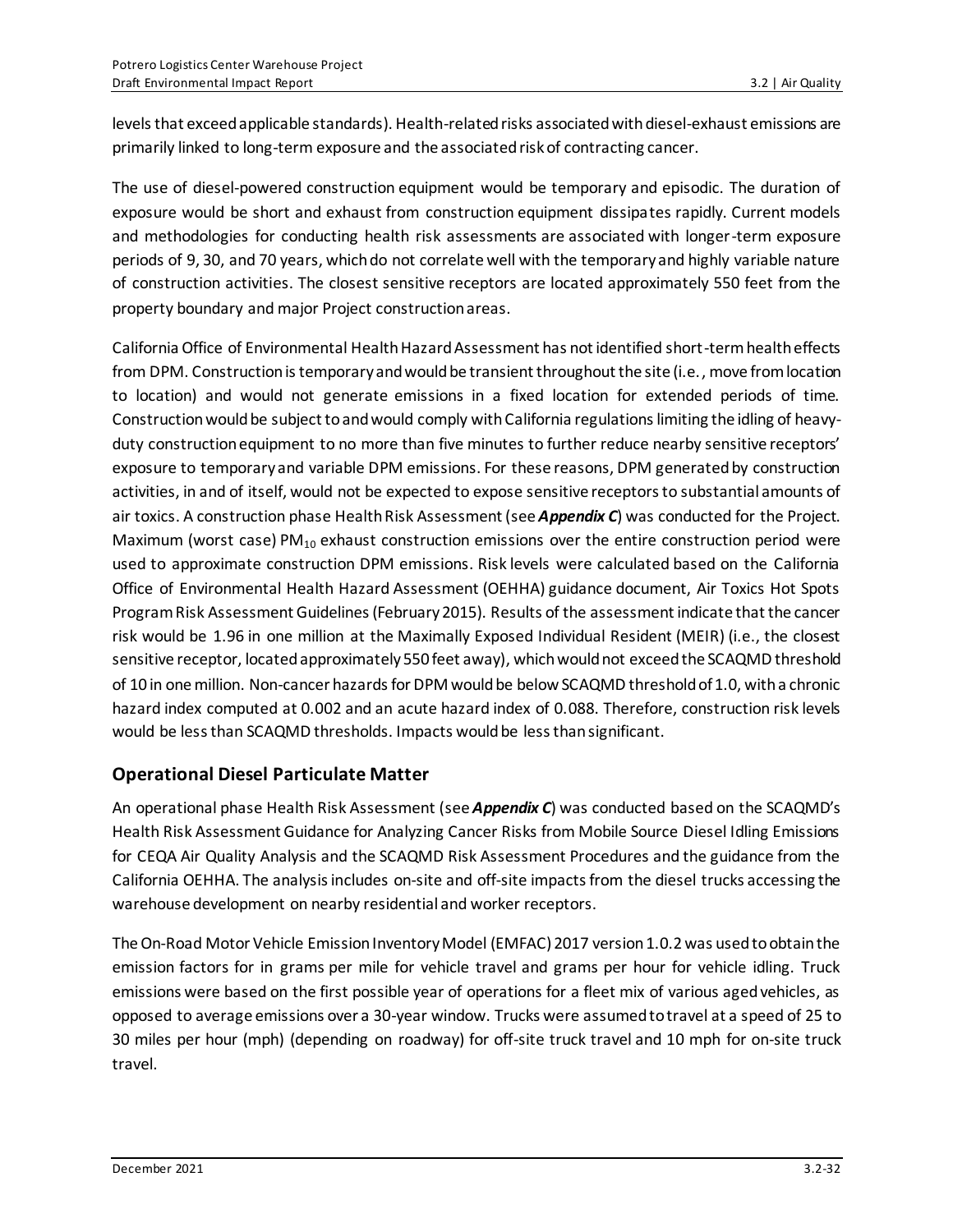levels that exceed applicable standards). Health-related risks associated with diesel-exhaust emissions are primarily linked to long-term exposure and the associated risk of contracting cancer.

The use of diesel-powered construction equipment would be temporary and episodic. The duration of exposure would be short and exhaust from construction equipment dissipates rapidly. Current models and methodologies for conducting health risk assessments are associated with longer-term exposure periods of 9, 30, and 70 years, which do not correlate well with the temporary and highly variable nature of construction activities. The closest sensitive receptors are located approximately 550 feet from the property boundary and major Project construction areas.

California Office of Environmental Health Hazard Assessment has not identified short-term health effects from DPM. Construction is temporary and would be transient throughout the site (i.e., move from location to location) and would not generate emissions in a fixed location for extended periods of time. Construction would be subject to and would comply with California regulations limiting the idling of heavy-duty construction equipment to no more than five minutes to further reduce nearby sensitive receptors' exposure to temporary and variable DPM emissions. For these reasons, DPM generated by construction activities, in and of itself, would not be expected to expose sensitive receptors to substantial amounts of air toxics. A construction phase Health Risk Assessment (see ***Appendix C***) was conducted for the Project. Maximum (worst case) $PM_{10}$ exhaust construction emissions over the entire construction period were used to approximate construction DPM emissions. Risk levels were calculated based on the California Office of Environmental Health Hazard Assessment (OEHHA) guidance document, Air Toxics Hot Spots Program Risk Assessment Guidelines (February 2015). Results of the assessment indicate that the cancer risk would be 1.96 in one million at the Maximally Exposed Individual Resident (MEIR) (i.e., the closest sensitive receptor, located approximately 550 feet away), which would not exceed the SCAQMD threshold of 10 in one million. Non-cancer hazards for DPM would be below SCAQMD threshold of 1.0, with a chronic hazard index computed at 0.002 and an acute hazard index of 0.088. Therefore, construction risk levels would be less than SCAQMD thresholds. Impacts would be less than significant.

## Operational Diesel Particulate Matter

An operational phase Health Risk Assessment (see ***Appendix C***) was conducted based on the SCAQMD's Health Risk Assessment Guidance for Analyzing Cancer Risks from Mobile Source Diesel Idling Emissions for CEQA Air Quality Analysis and the SCAQMD Risk Assessment Procedures and the guidance from the California OEHHA. The analysis includes on-site and off-site impacts from the diesel trucks accessing the warehouse development on nearby residential and worker receptors.

The On-Road Motor Vehicle Emission Inventory Model (EMFAC) 2017 version 1.0.2 was used to obtain the emission factors for in grams per mile for vehicle travel and grams per hour for vehicle idling. Truck emissions were based on the first possible year of operations for a fleet mix of various aged vehicles, as opposed to average emissions over a 30-year window. Trucks were assumed to travel at a speed of 25 to 30 miles per hour (mph) (depending on roadway) for off-site truck travel and 10 mph for on-site truck travel.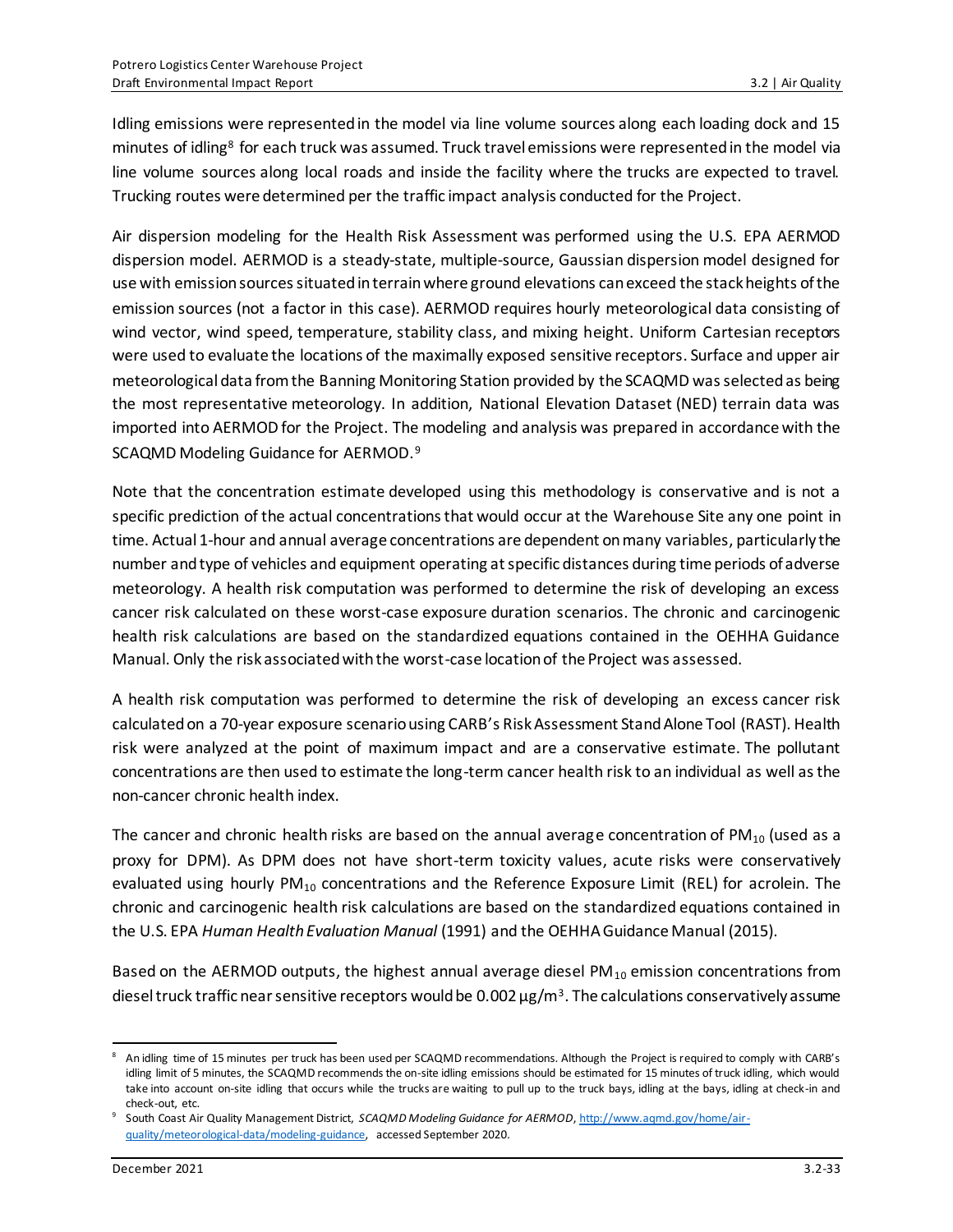Idling emissions were represented in the model via line volume sources along each loading dock and 15 minutes of idling[8] for each truck was assumed. Truck travel emissions were represented in the model via line volume sources along local roads and inside the facility where the trucks are expected to travel. Trucking routes were determined per the traffic impact analysis conducted for the Project.

Air dispersion modeling for the Health Risk Assessment was performed using the U.S. EPA AERMOD dispersion model. AERMOD is a steady-state, multiple-source, Gaussian dispersion model designed for use with emission sources situated in terrain where ground elevations can exceed the stack heights of the emission sources (not a factor in this case). AERMOD requires hourly meteorological data consisting of wind vector, wind speed, temperature, stability class, and mixing height. Uniform Cartesian receptors were used to evaluate the locations of the maximally exposed sensitive receptors. Surface and upper air meteorological data from the Banning Monitoring Station provided by the SCAQMD was selected as being the most representative meteorology. In addition, National Elevation Dataset (NED) terrain data was imported into AERMOD for the Project. The modeling and analysis was prepared in accordance with the SCAQMD Modeling Guidance for AERMOD.[9]

Note that the concentration estimate developed using this methodology is conservative and is not a specific prediction of the actual concentrations that would occur at the Warehouse Site any one point in time. Actual 1-hour and annual average concentrations are dependent on many variables, particularly the number and type of vehicles and equipment operating at specific distances during time periods of adverse meteorology. A health risk computation was performed to determine the risk of developing an excess cancer risk calculated on these worst-case exposure duration scenarios. The chronic and carcinogenic health risk calculations are based on the standardized equations contained in the OEHHA Guidance Manual. Only the risk associated with the worst-case location of the Project was assessed.

A health risk computation was performed to determine the risk of developing an excess cancer risk calculated on a 70-year exposure scenario using CARB's Risk Assessment Stand Alone Tool (RAST). Health risk were analyzed at the point of maximum impact and are a conservative estimate. The pollutant concentrations are then used to estimate the long-term cancer health risk to an individual as well as the non-cancer chronic health index.

The cancer and chronic health risks are based on the annual average concentration of $PM_{10}$ (used as a proxy for DPM). As DPM does not have short-term toxicity values, acute risks were conservatively evaluated using hourly $PM_{10}$ concentrations and the Reference Exposure Limit (REL) for acrolein. The chronic and carcinogenic health risk calculations are based on the standardized equations contained in the U.S. EPA *Human Health Evaluation Manual* (1991) and the OEHHA Guidance Manual (2015).

Based on the AERMOD outputs, the highest annual average diesel $PM_{10}$ emission concentrations from diesel truck traffic near sensitive receptors would be 0.002 $\mu g/m^3$. The calculations conservatively assume

---

[8] An idling time of 15 minutes per truck has been used per SCAQMD recommendations. Although the Project is required to comply with CARB's idling limit of 5 minutes, the SCAQMD recommends the on-site idling emissions should be estimated for 15 minutes of truck idling, which would take into account on-site idling that occurs while the trucks are waiting to pull up to the truck bays, idling at the bays, idling at check-in and check-out, etc.

[9] South Coast Air Quality Management District, *SCAQMD Modeling Guidance for AERMOD*, http://www.aqmd.gov/home/air-quality/meteorological-data/modeling-guidance, accessed September 2020.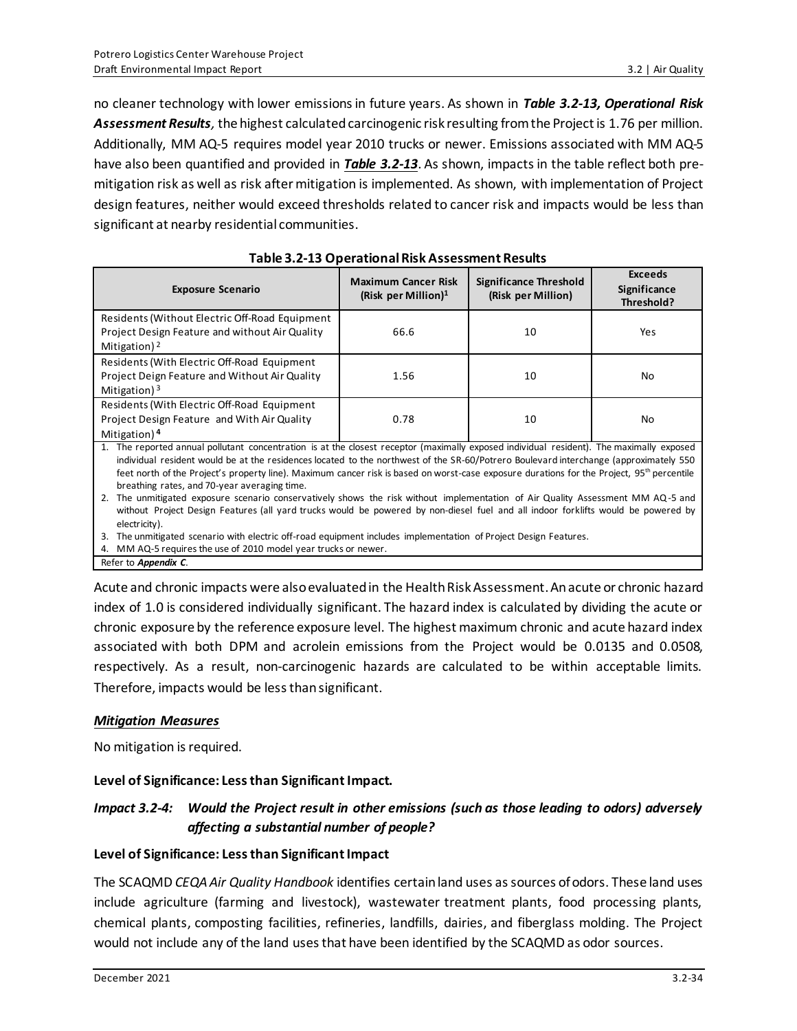no cleaner technology with lower emissions in future years. As shown in ***Table 3.2-13, Operational Risk Assessment Results****,* the highest calculated carcinogenic risk resulting from the Project is 1.76 per million. Additionally, MM AQ-5 requires model year 2010 trucks or newer. Emissions associated with MM AQ-5 have also been quantified and provided in ***Table 3.2-13***. As shown, impacts in the table reflect both pre-mitigation risk as well as risk after mitigation is implemented. As shown, with implementation of Project design features, neither would exceed thresholds related to cancer risk and impacts would be less than significant at nearby residential communities.

**Table 3.2-13 Operational Risk Assessment Results**

| Exposure Scenario | Maximum Cancer Risk (Risk per Million)[1] | Significance Threshold (Risk per Million) | Exceeds Significance Threshold? |
|---|---|---|---|
| Residents (Without Electric Off-Road Equipment Project Design Feature and without Air Quality Mitigation)[2] | 66.6 | 10 | Yes |
| Residents (With Electric Off-Road Equipment Project Deign Feature and Without Air Quality Mitigation)[3] | 1.56 | 10 | No |
| Residents (With Electric Off-Road Equipment Project Design Feature and With Air Quality Mitigation)[4] | 0.78 | 10 | No |

1. The reported annual pollutant concentration is at the closest receptor (maximally exposed individual resident). The maximally exposed individual resident would be at the residences located to the northwest of the SR-60/Potrero Boulevard interchange (approximately 550 feet north of the Project's property line). Maximum cancer risk is based on worst-case exposure durations for the Project, 95th percentile breathing rates, and 70-year averaging time.
2. The unmitigated exposure scenario conservatively shows the risk without implementation of Air Quality Assessment MM AQ-5 and without Project Design Features (all yard trucks would be powered by non-diesel fuel and all indoor forklifts would be powered by electricity).
3. The unmitigated scenario with electric off-road equipment includes implementation of Project Design Features.
4. MM AQ-5 requires the use of 2010 model year trucks or newer.

Refer to ***Appendix C***.

Acute and chronic impacts were also evaluated in the Health Risk Assessment. An acute or chronic hazard index of 1.0 is considered individually significant. The hazard index is calculated by dividing the acute or chronic exposure by the reference exposure level. The highest maximum chronic and acute hazard index associated with both DPM and acrolein emissions from the Project would be 0.0135 and 0.0508, respectively. As a result, non-carcinogenic hazards are calculated to be within acceptable limits. Therefore, impacts would be less than significant.

### *Mitigation Measures*

No mitigation is required.

### Level of Significance: Less than Significant Impact.

### *Impact 3.2-4: Would the Project result in other emissions (such as those leading to odors) adversely affecting a substantial number of people?*

### Level of Significance: Less than Significant Impact

The SCAQMD *CEQA Air Quality Handbook* identifies certain land uses as sources of odors. These land uses include agriculture (farming and livestock), wastewater treatment plants, food processing plants, chemical plants, composting facilities, refineries, landfills, dairies, and fiberglass molding. The Project would not include any of the land uses that have been identified by the SCAQMD as odor sources.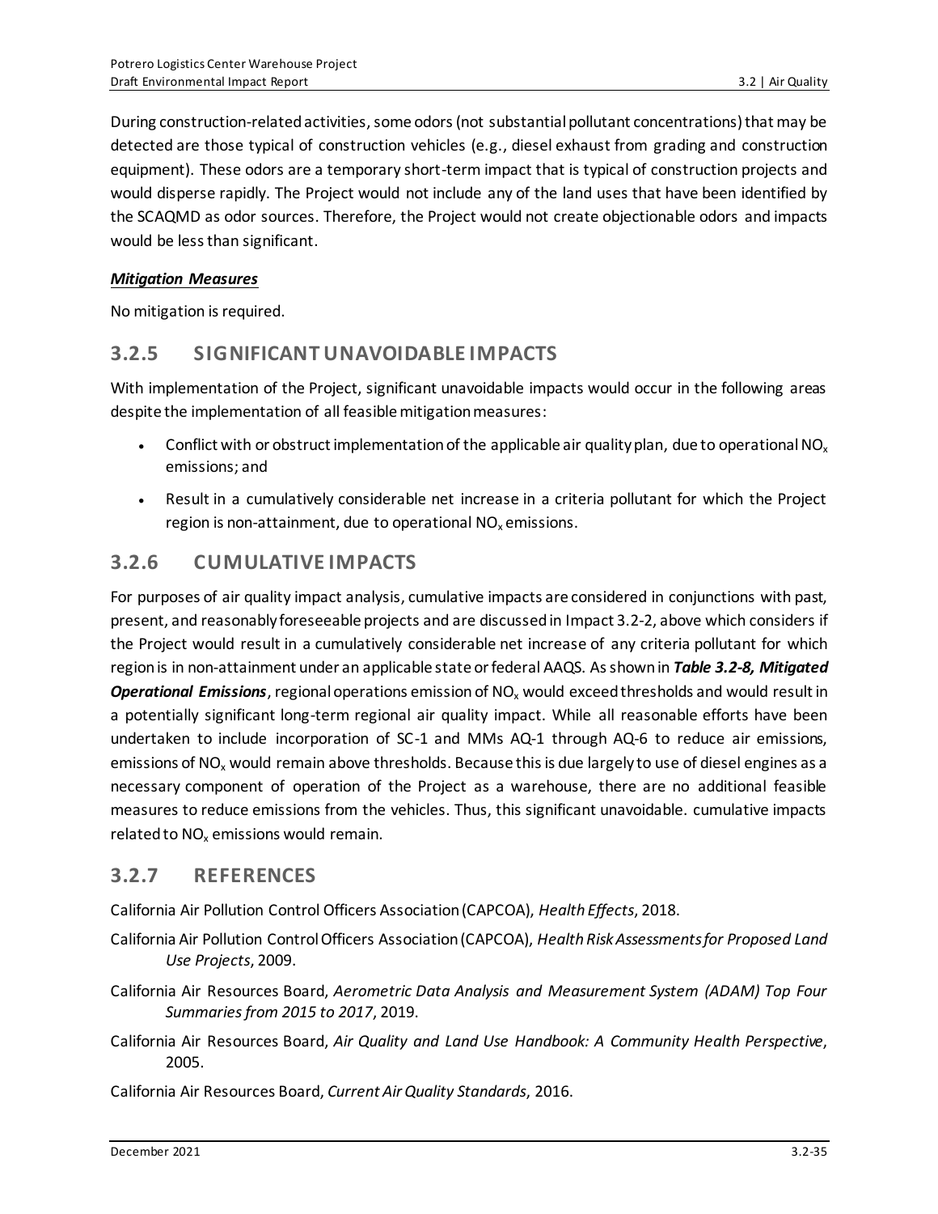During construction-related activities, some odors (not substantial pollutant concentrations) that may be detected are those typical of construction vehicles (e.g., diesel exhaust from grading and construction equipment). These odors are a temporary short-term impact that is typical of construction projects and would disperse rapidly. The Project would not include any of the land uses that have been identified by the SCAQMD as odor sources. Therefore, the Project would not create objectionable odors and impacts would be less than significant.

***Mitigation Measures***

No mitigation is required.

## 3.2.5 SIGNIFICANT UNAVOIDABLE IMPACTS

With implementation of the Project, significant unavoidable impacts would occur in the following areas despite the implementation of all feasible mitigation measures:

- Conflict with or obstruct implementation of the applicable air quality plan, due to operational $NO_x$ emissions; and
- Result in a cumulatively considerable net increase in a criteria pollutant for which the Project region is non-attainment, due to operational $NO_x$ emissions.

## 3.2.6 CUMULATIVE IMPACTS

For purposes of air quality impact analysis, cumulative impacts are considered in conjunctions with past, present, and reasonably foreseeable projects and are discussed in Impact 3.2-2, above which considers if the Project would result in a cumulatively considerable net increase of any criteria pollutant for which region is in non-attainment under an applicable state or federal AAQS. As shown in ***Table 3.2-8, Mitigated Operational Emissions***, regional operations emission of $NO_x$ would exceed thresholds and would result in a potentially significant long-term regional air quality impact. While all reasonable efforts have been undertaken to include incorporation of SC-1 and MMs AQ-1 through AQ-6 to reduce air emissions, emissions of $NO_x$ would remain above thresholds. Because this is due largely to use of diesel engines as a necessary component of operation of the Project as a warehouse, there are no additional feasible measures to reduce emissions from the vehicles. Thus, this significant unavoidable. cumulative impacts related to $NO_x$ emissions would remain.

## 3.2.7 REFERENCES

California Air Pollution Control Officers Association (CAPCOA), *Health Effects*, 2018.

California Air Pollution Control Officers Association (CAPCOA), *Health Risk Assessments for Proposed Land Use Projects*, 2009.

California Air Resources Board, *Aerometric Data Analysis and Measurement System (ADAM) Top Four Summaries from 2015 to 2017*, 2019.

California Air Resources Board, *Air Quality and Land Use Handbook: A Community Health Perspective*, 2005.

California Air Resources Board, *Current Air Quality Standards*, 2016.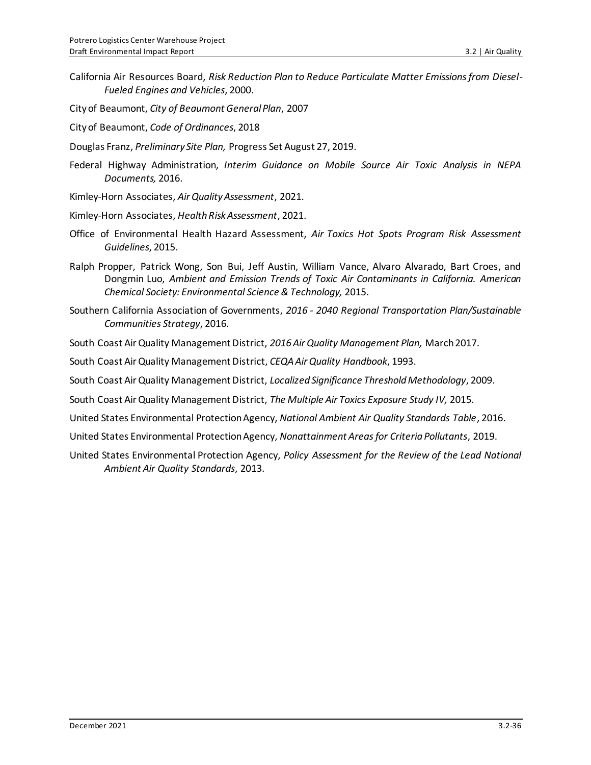California Air Resources Board, *Risk Reduction Plan to Reduce Particulate Matter Emissions from Diesel-Fueled Engines and Vehicles*, 2000.

City of Beaumont, *City of Beaumont General Plan*, 2007

City of Beaumont, *Code of Ordinances*, 2018

Douglas Franz, *Preliminary Site Plan,* Progress Set August 27, 2019.

Federal Highway Administration*, Interim Guidance on Mobile Source Air Toxic Analysis in NEPA Documents,* 2016.

Kimley-Horn Associates, *Air Quality Assessment*, 2021.

Kimley-Horn Associates, *Health Risk Assessment*, 2021.

Office of Environmental Health Hazard Assessment, *Air Toxics Hot Spots Program Risk Assessment Guidelines*, 2015.

Ralph Propper, Patrick Wong, Son Bui, Jeff Austin, William Vance, Alvaro Alvarado, Bart Croes, and Dongmin Luo, *Ambient and Emission Trends of Toxic Air Contaminants in California. American Chemical Society: Environmental Science & Technology,* 2015.

Southern California Association of Governments, *2016 - 2040 Regional Transportation Plan/Sustainable Communities Strategy*, 2016.

South Coast Air Quality Management District, *2016 Air Quality Management Plan,* March 2017.

South Coast Air Quality Management District, *CEQA Air Quality Handbook*, 1993.

South Coast Air Quality Management District, *Localized Significance Threshold Methodology*, 2009.

South Coast Air Quality Management District, *The Multiple Air Toxics Exposure Study IV,* 2015.

United States Environmental Protection Agency, *National Ambient Air Quality Standards Table*, 2016.

United States Environmental Protection Agency, *Nonattainment Areas for Criteria Pollutants*, 2019.

United States Environmental Protection Agency, *Policy Assessment for the Review of the Lead National Ambient Air Quality Standards*, 2013.